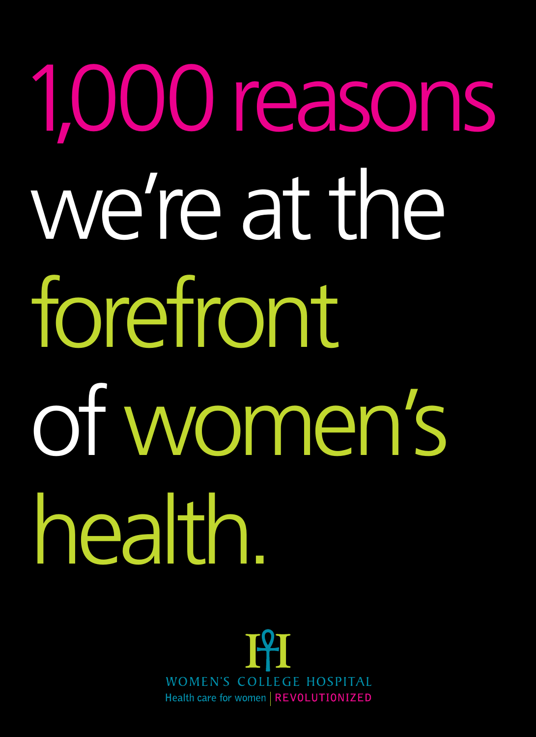# 1,000 reasons we're at the forefront of women's health.

WOMEN'S COLLEGE HOSPITAL

Health care for women | REVOLUTIONIZED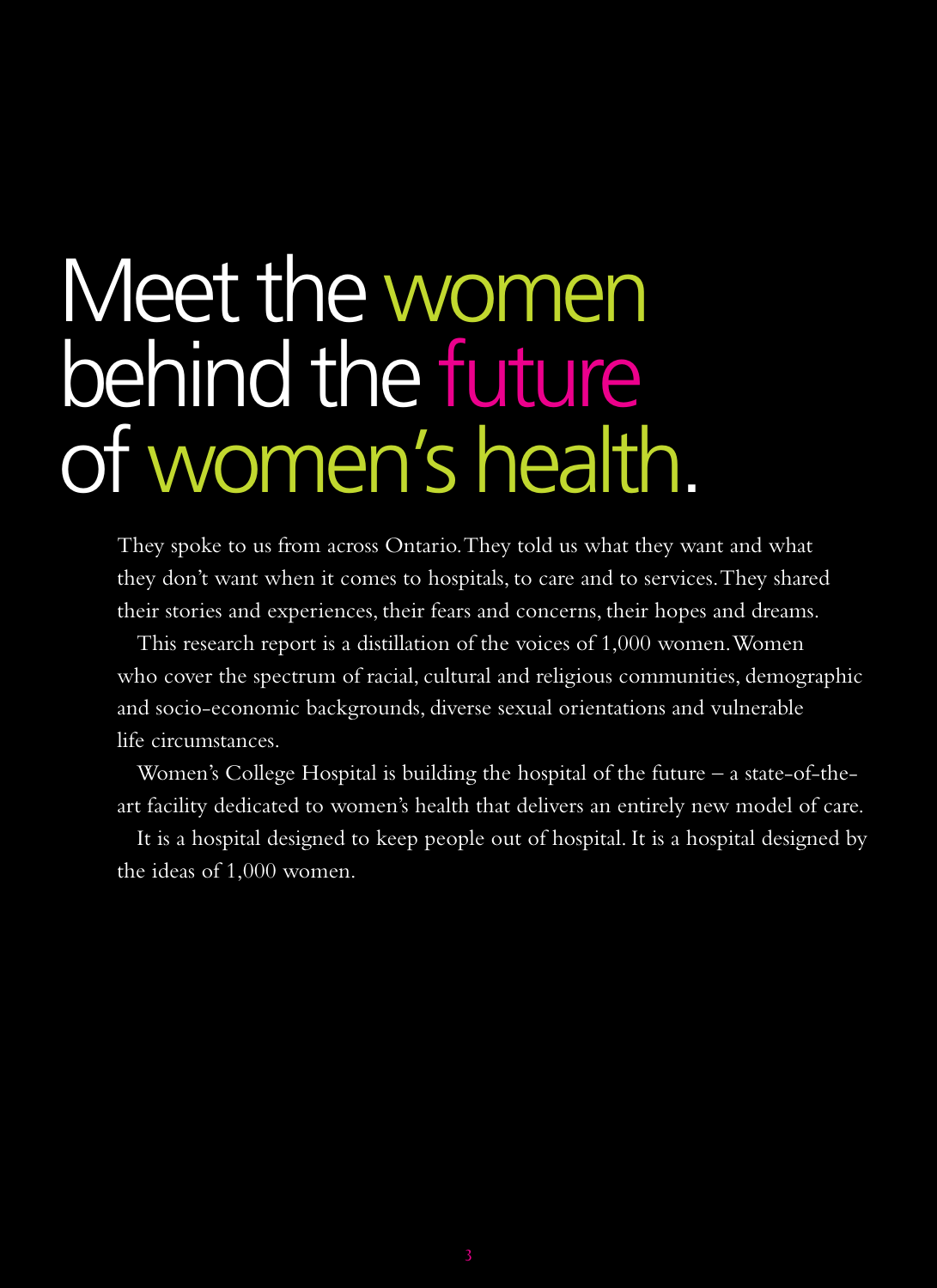# Meet the women behind the future of women's health.

They spoke to us from across Ontario. They told us what they want and what they don't want when it comes to hospitals, to care and to services. They shared their stories and experiences, their fears and concerns, their hopes and dreams.

This research report is a distillation of the voices of 1,000 women. Women who cover the spectrum of racial, cultural and religious communities, demographic and socio-economic backgrounds, diverse sexual orientations and vulnerable life circumstances.

Women's College Hospital is building the hospital of the future – a state-of-the-art facility dedicated to women's health that delivers an entirely new model of care.

It is a hospital designed to keep people out of hospital. It is a hospital designed by the ideas of 1,000 women.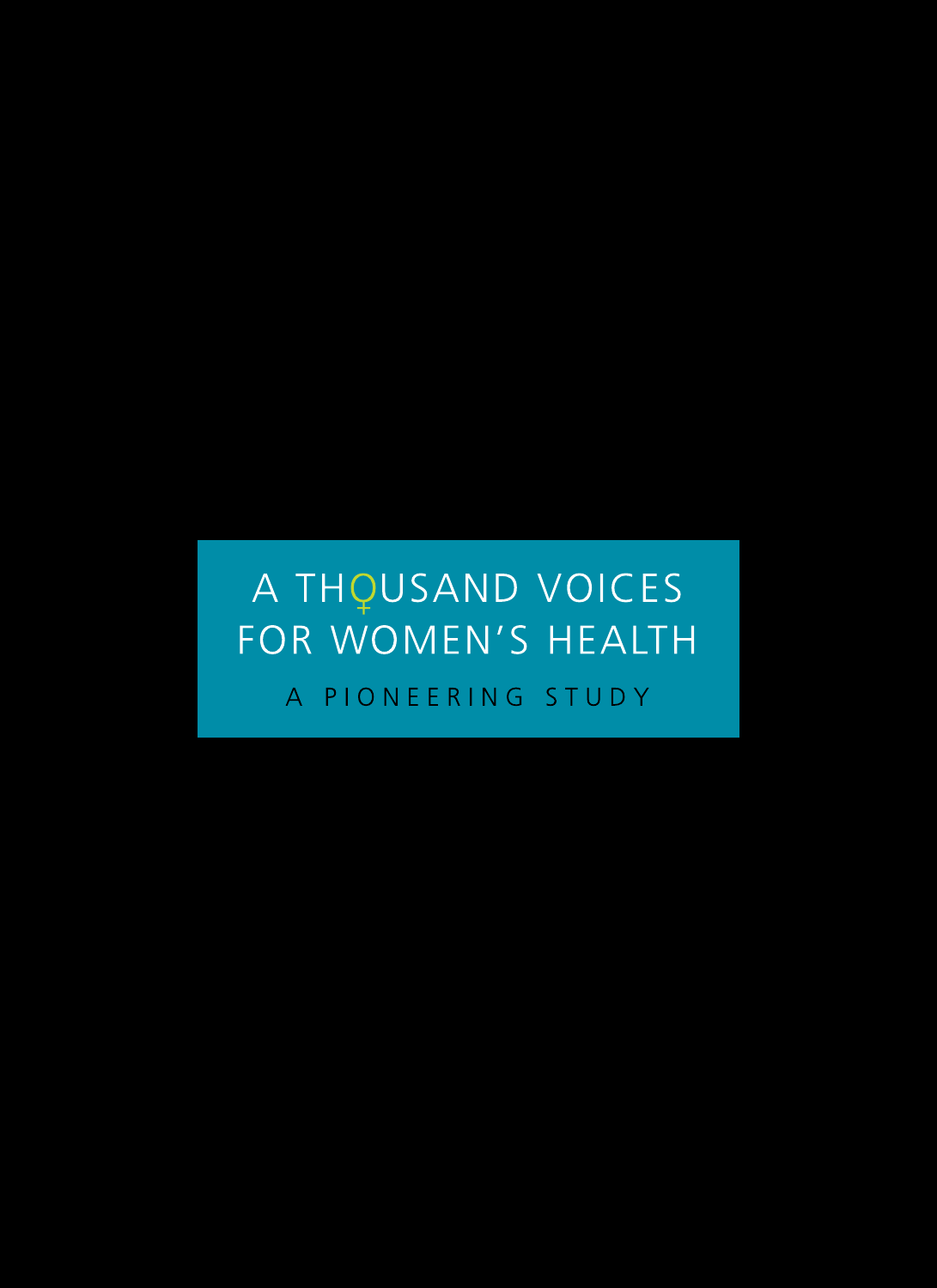# A THOUSAND VOICES FOR WOMEN'S HEALTH

A PIONEERING STUDY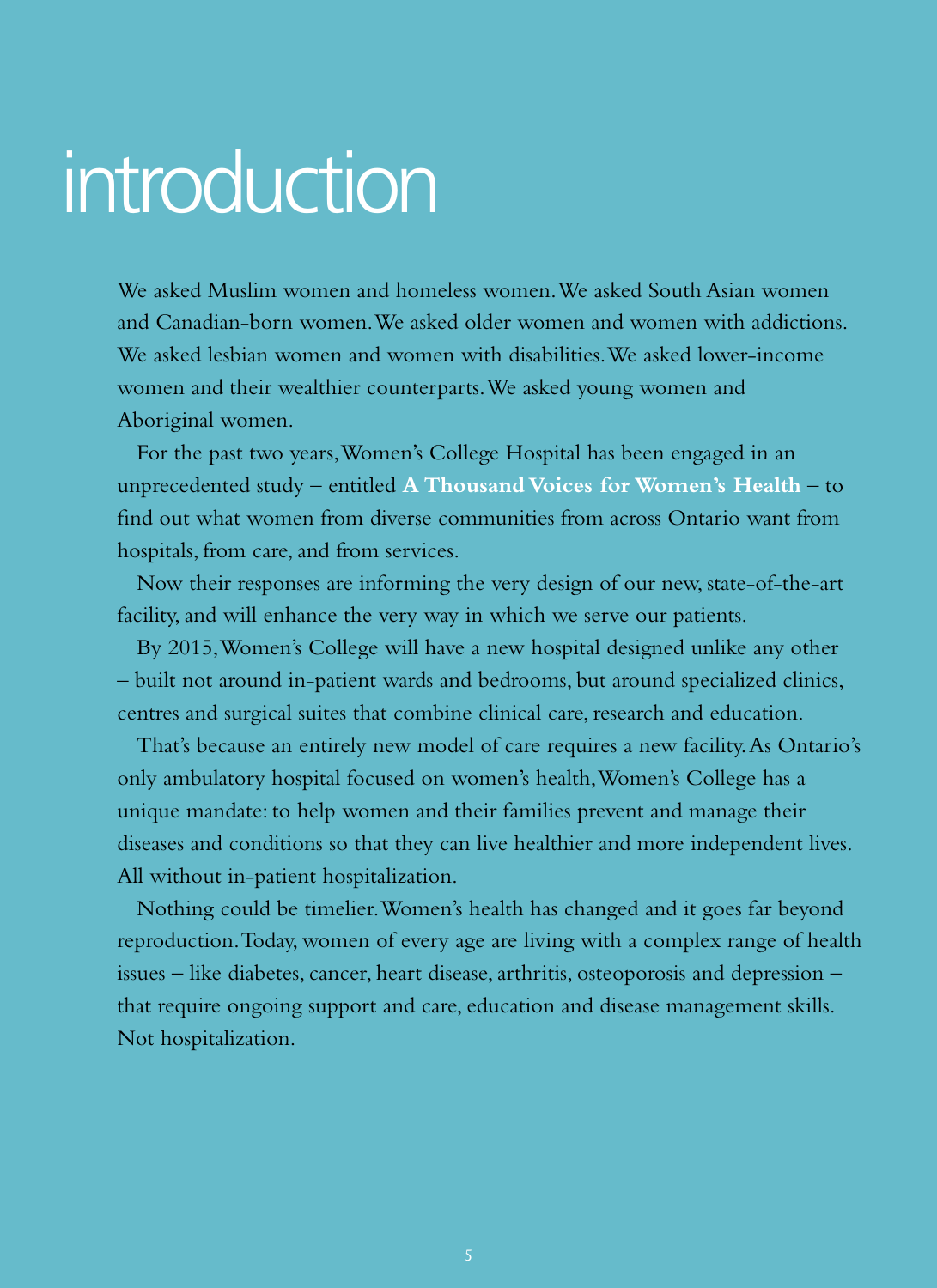# introduction

We asked Muslim women and homeless women. We asked South Asian women and Canadian-born women. We asked older women and women with addictions. We asked lesbian women and women with disabilities. We asked lower-income women and their wealthier counterparts. We asked young women and Aboriginal women.

For the past two years, Women's College Hospital has been engaged in an unprecedented study – entitled **A Thousand Voices for Women's Health** – to find out what women from diverse communities from across Ontario want from hospitals, from care, and from services.

Now their responses are informing the very design of our new, state-of-the-art facility, and will enhance the very way in which we serve our patients.

By 2015, Women's College will have a new hospital designed unlike any other – built not around in-patient wards and bedrooms, but around specialized clinics, centres and surgical suites that combine clinical care, research and education.

That's because an entirely new model of care requires a new facility. As Ontario's only ambulatory hospital focused on women's health, Women's College has a unique mandate: to help women and their families prevent and manage their diseases and conditions so that they can live healthier and more independent lives. All without in-patient hospitalization.

Nothing could be timelier. Women's health has changed and it goes far beyond reproduction. Today, women of every age are living with a complex range of health issues – like diabetes, cancer, heart disease, arthritis, osteoporosis and depression – that require ongoing support and care, education and disease management skills. Not hospitalization.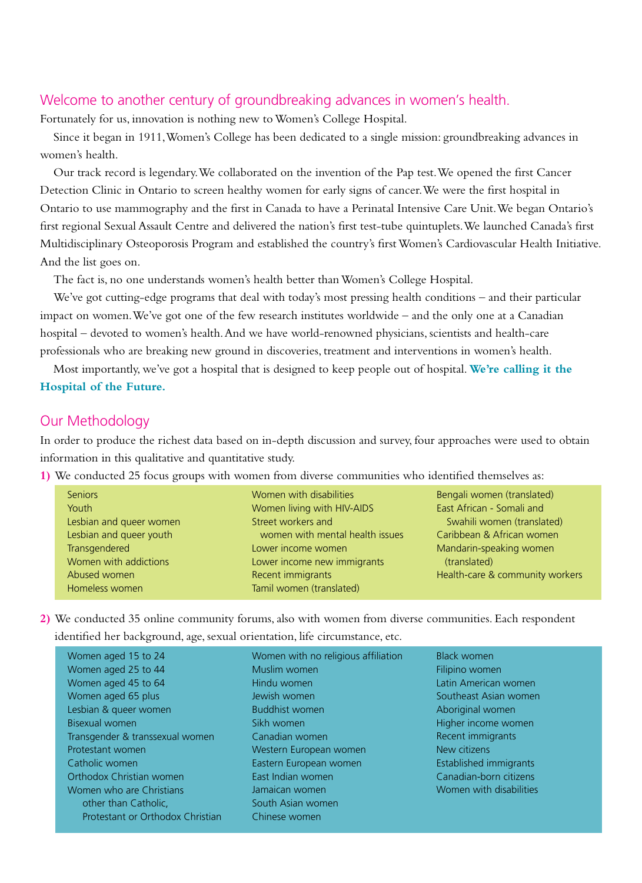## Welcome to another century of groundbreaking advances in women's health.

Fortunately for us, innovation is nothing new to Women's College Hospital.

Since it began in 1911, Women's College has been dedicated to a single mission: groundbreaking advances in women's health.

Our track record is legendary. We collaborated on the invention of the Pap test. We opened the first Cancer Detection Clinic in Ontario to screen healthy women for early signs of cancer. We were the first hospital in Ontario to use mammography and the first in Canada to have a Perinatal Intensive Care Unit. We began Ontario's first regional Sexual Assault Centre and delivered the nation's first test-tube quintuplets. We launched Canada's first Multidisciplinary Osteoporosis Program and established the country's first Women's Cardiovascular Health Initiative. And the list goes on.

The fact is, no one understands women's health better than Women's College Hospital.

We've got cutting-edge programs that deal with today's most pressing health conditions – and their particular impact on women. We've got one of the few research institutes worldwide – and the only one at a Canadian hospital – devoted to women's health. And we have world-renowned physicians, scientists and health-care professionals who are breaking new ground in discoveries, treatment and interventions in women's health.

Most importantly, we've got a hospital that is designed to keep people out of hospital. **We're calling it the Hospital of the Future.**

## Our Methodology

In order to produce the richest data based on in-depth discussion and survey, four approaches were used to obtain information in this qualitative and quantitative study.

**1)** We conducted 25 focus groups with women from diverse communities who identified themselves as:

- Seniors
- Youth
- Lesbian and queer women
- Lesbian and queer youth
- Transgendered
- Women with addictions
- Abused women
- Homeless women
- Women with disabilities
- Women living with HIV-AIDS
- Street workers and women with mental health issues
- Lower income women
- Lower income new immigrants
- Recent immigrants
- Tamil women (translated)
- Bengali women (translated)
- East African - Somali and Swahili women (translated)
- Caribbean & African women
- Mandarin-speaking women (translated)
- Health-care & community workers

**2)** We conducted 35 online community forums, also with women from diverse communities. Each respondent identified her background, age, sexual orientation, life circumstance, etc.

- Women aged 15 to 24
- Women aged 25 to 44
- Women aged 45 to 64
- Women aged 65 plus
- Lesbian & queer women
- Bisexual women
- Transgender & transsexual women
- Protestant women
- Catholic women
- Orthodox Christian women
- Women who are Christians other than Catholic, Protestant or Orthodox Christian
- Women with no religious affiliation
- Muslim women
- Hindu women
- Jewish women
- Buddhist women
- Sikh women
- Canadian women
- Western European women
- Eastern European women
- East Indian women
- Jamaican women
- South Asian women
- Chinese women
- Black women
- Filipino women
- Latin American women
- Southeast Asian women
- Aboriginal women
- Higher income women
- Recent immigrants
- New citizens
- Established immigrants
- Canadian-born citizens
- Women with disabilities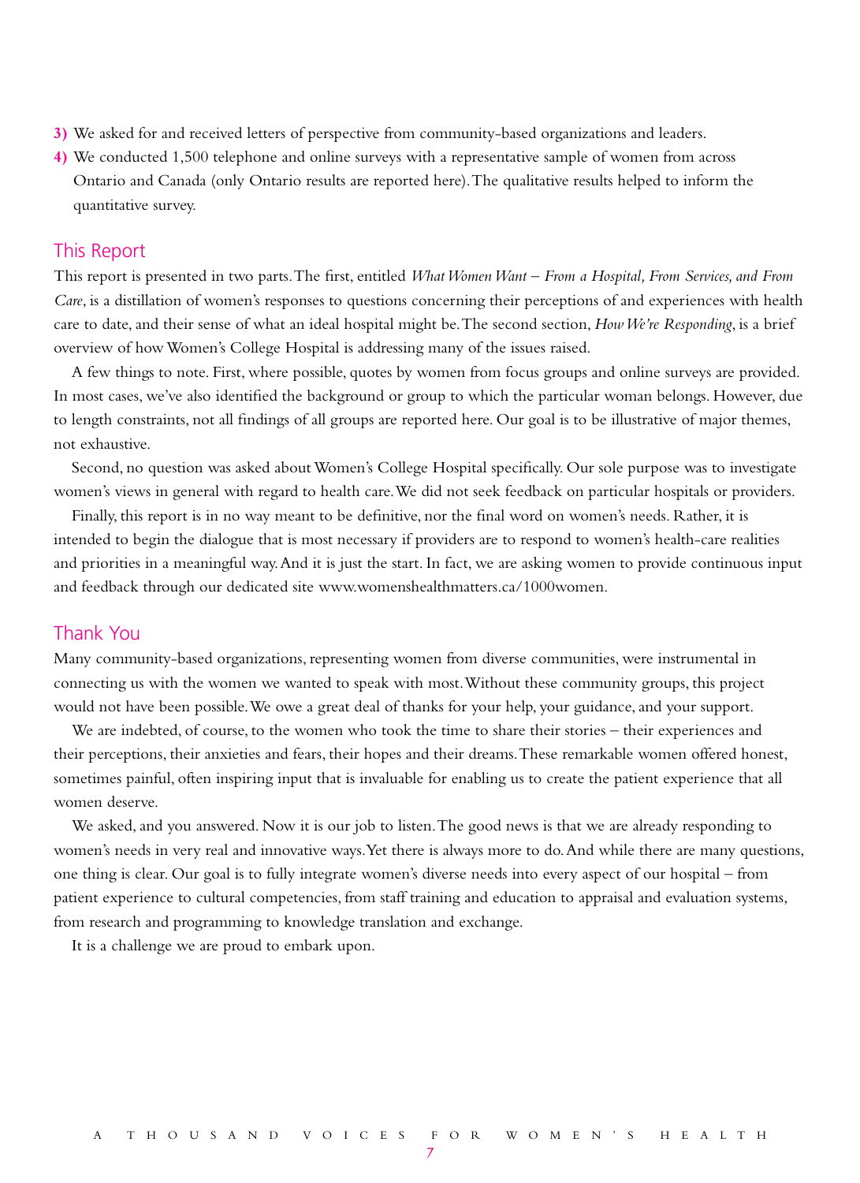3) We asked for and received letters of perspective from community-based organizations and leaders.

4) We conducted 1,500 telephone and online surveys with a representative sample of women from across Ontario and Canada (only Ontario results are reported here). The qualitative results helped to inform the quantitative survey.

## This Report

This report is presented in two parts. The first, entitled *What Women Want – From a Hospital, From Services, and From Care*, is a distillation of women's responses to questions concerning their perceptions of and experiences with health care to date, and their sense of what an ideal hospital might be. The second section, *How We're Responding*, is a brief overview of how Women's College Hospital is addressing many of the issues raised.

A few things to note. First, where possible, quotes by women from focus groups and online surveys are provided. In most cases, we've also identified the background or group to which the particular woman belongs. However, due to length constraints, not all findings of all groups are reported here. Our goal is to be illustrative of major themes, not exhaustive.

Second, no question was asked about Women's College Hospital specifically. Our sole purpose was to investigate women's views in general with regard to health care. We did not seek feedback on particular hospitals or providers.

Finally, this report is in no way meant to be definitive, nor the final word on women's needs. Rather, it is intended to begin the dialogue that is most necessary if providers are to respond to women's health-care realities and priorities in a meaningful way. And it is just the start. In fact, we are asking women to provide continuous input and feedback through our dedicated site www.womenshealthmatters.ca/1000women.

## Thank You

Many community-based organizations, representing women from diverse communities, were instrumental in connecting us with the women we wanted to speak with most. Without these community groups, this project would not have been possible. We owe a great deal of thanks for your help, your guidance, and your support.

We are indebted, of course, to the women who took the time to share their stories – their experiences and their perceptions, their anxieties and fears, their hopes and their dreams. These remarkable women offered honest, sometimes painful, often inspiring input that is invaluable for enabling us to create the patient experience that all women deserve.

We asked, and you answered. Now it is our job to listen. The good news is that we are already responding to women's needs in very real and innovative ways. Yet there is always more to do. And while there are many questions, one thing is clear. Our goal is to fully integrate women's diverse needs into every aspect of our hospital – from patient experience to cultural competencies, from staff training and education to appraisal and evaluation systems, from research and programming to knowledge translation and exchange.

It is a challenge we are proud to embark upon.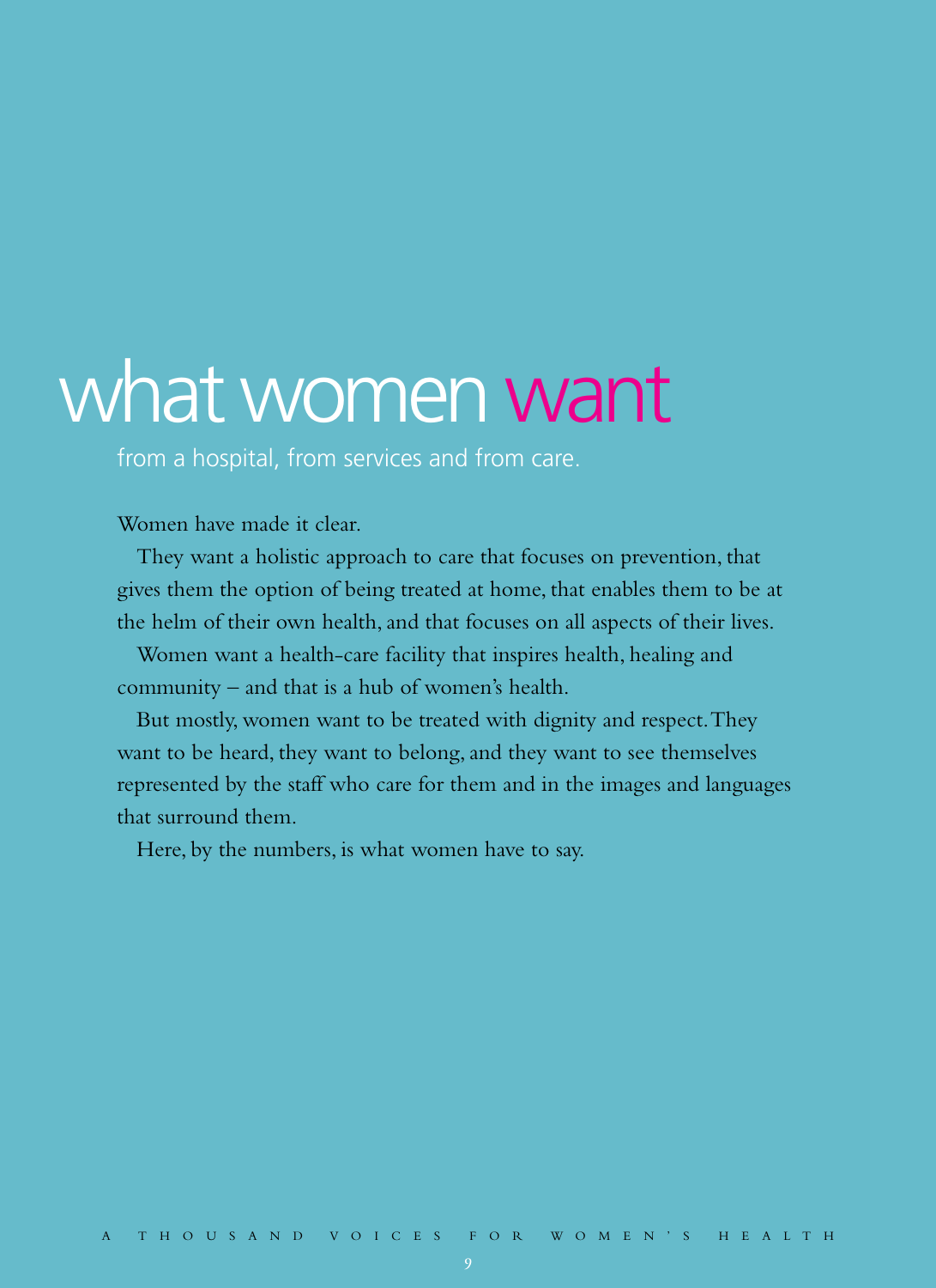# what women want

from a hospital, from services and from care.

Women have made it clear.

They want a holistic approach to care that focuses on prevention, that gives them the option of being treated at home, that enables them to be at the helm of their own health, and that focuses on all aspects of their lives.

Women want a health-care facility that inspires health, healing and community – and that is a hub of women's health.

But mostly, women want to be treated with dignity and respect. They want to be heard, they want to belong, and they want to see themselves represented by the staff who care for them and in the images and languages that surround them.

Here, by the numbers, is what women have to say.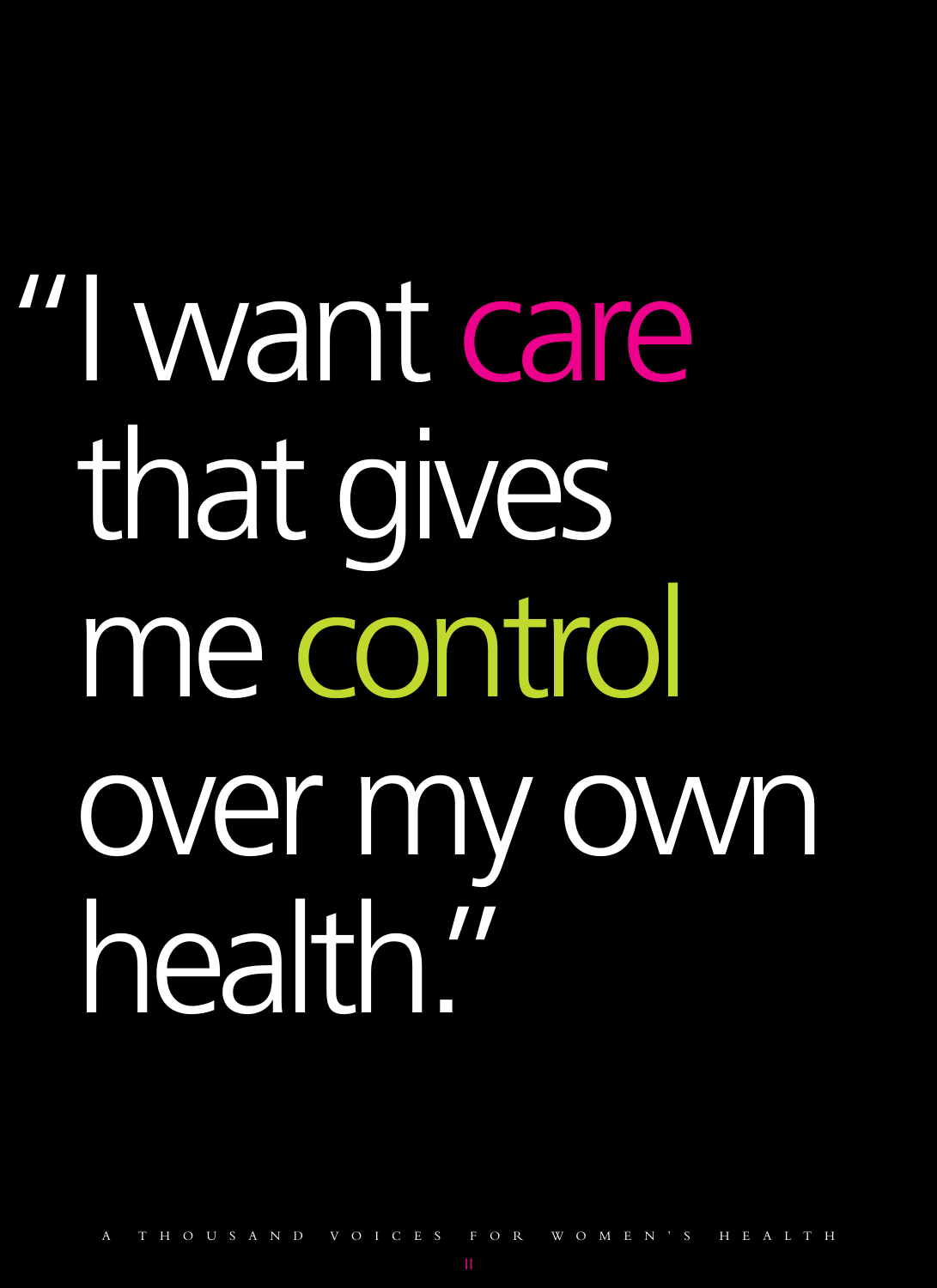# "I want care that gives me control over my own health."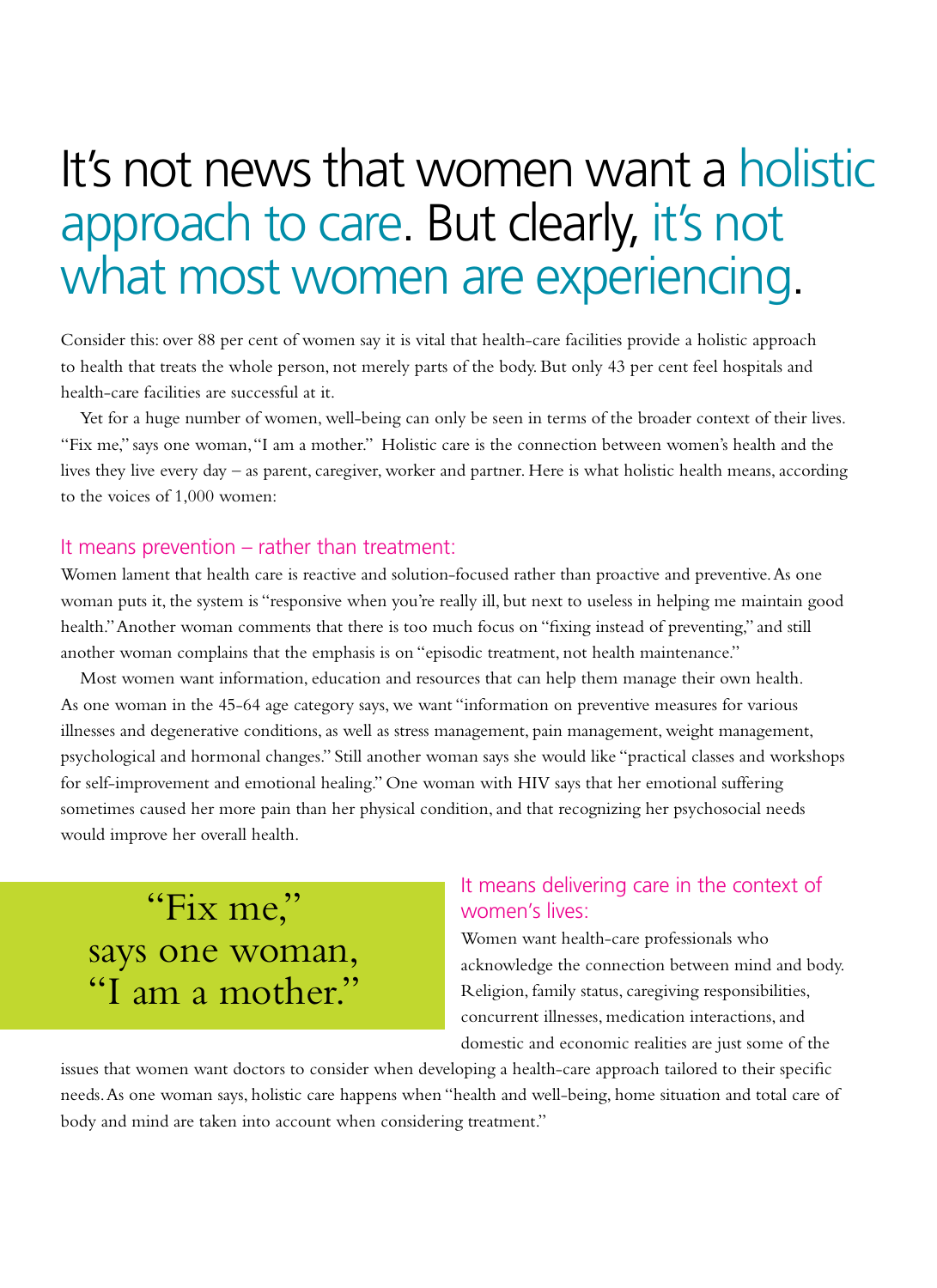# It's not news that women want a holistic approach to care. But clearly, it's not what most women are experiencing.

Consider this: over 88 per cent of women say it is vital that health-care facilities provide a holistic approach to health that treats the whole person, not merely parts of the body. But only 43 per cent feel hospitals and health-care facilities are successful at it.

Yet for a huge number of women, well-being can only be seen in terms of the broader context of their lives. "Fix me," says one woman, "I am a mother." Holistic care is the connection between women's health and the lives they live every day – as parent, caregiver, worker and partner. Here is what holistic health means, according to the voices of 1,000 women:

### It means prevention – rather than treatment:

Women lament that health care is reactive and solution-focused rather than proactive and preventive. As one woman puts it, the system is "responsive when you're really ill, but next to useless in helping me maintain good health." Another woman comments that there is too much focus on "fixing instead of preventing," and still another woman complains that the emphasis is on "episodic treatment, not health maintenance."

Most women want information, education and resources that can help them manage their own health. As one woman in the 45-64 age category says, we want "information on preventive measures for various illnesses and degenerative conditions, as well as stress management, pain management, weight management, psychological and hormonal changes." Still another woman says she would like "practical classes and workshops for self-improvement and emotional healing." One woman with HIV says that her emotional suffering sometimes caused her more pain than her physical condition, and that recognizing her psychosocial needs would improve her overall health.

> "Fix me," says one woman, "I am a mother."

### It means delivering care in the context of women's lives:

Women want health-care professionals who acknowledge the connection between mind and body. Religion, family status, caregiving responsibilities, concurrent illnesses, medication interactions, and domestic and economic realities are just some of the issues that women want doctors to consider when developing a health-care approach tailored to their specific needs. As one woman says, holistic care happens when "health and well-being, home situation and total care of body and mind are taken into account when considering treatment."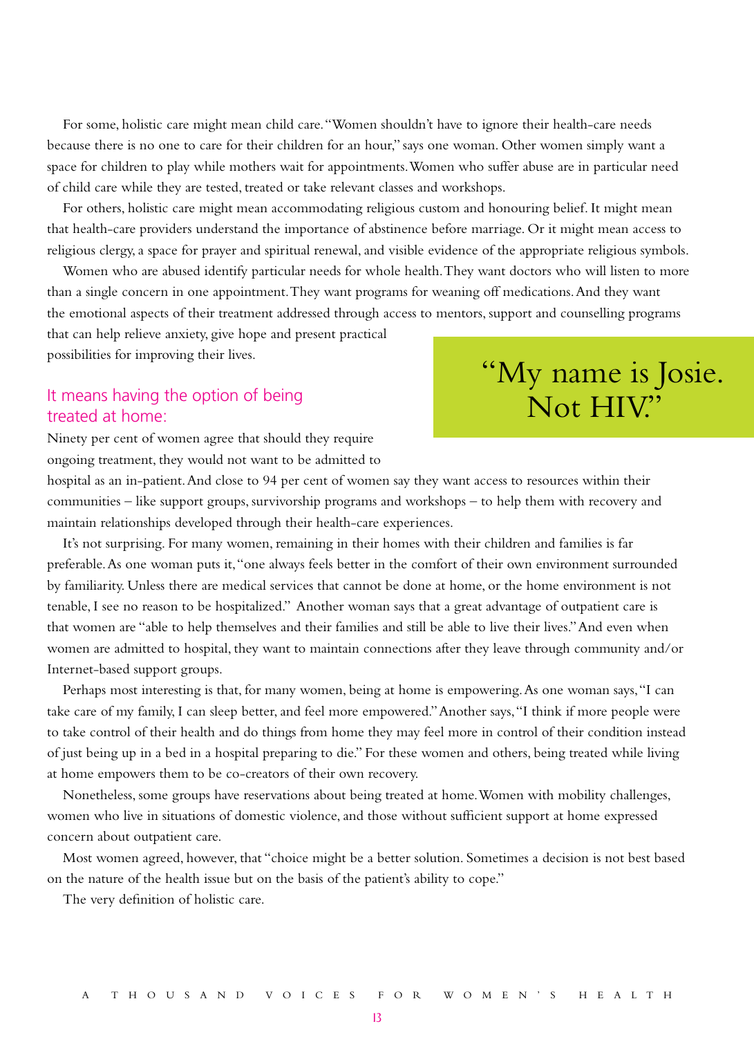For some, holistic care might mean child care. "Women shouldn't have to ignore their health-care needs because there is no one to care for their children for an hour," says one woman. Other women simply want a space for children to play while mothers wait for appointments. Women who suffer abuse are in particular need of child care while they are tested, treated or take relevant classes and workshops.

For others, holistic care might mean accommodating religious custom and honouring belief. It might mean that health-care providers understand the importance of abstinence before marriage. Or it might mean access to religious clergy, a space for prayer and spiritual renewal, and visible evidence of the appropriate religious symbols.

Women who are abused identify particular needs for whole health. They want doctors who will listen to more than a single concern in one appointment. They want programs for weaning off medications. And they want the emotional aspects of their treatment addressed through access to mentors, support and counselling programs that can help relieve anxiety, give hope and present practical possibilities for improving their lives.

> "My name is Josie. Not HIV."

### It means having the option of being treated at home:

Ninety per cent of women agree that should they require ongoing treatment, they would not want to be admitted to hospital as an in-patient. And close to 94 per cent of women say they want access to resources within their communities – like support groups, survivorship programs and workshops – to help them with recovery and maintain relationships developed through their health-care experiences.

It's not surprising. For many women, remaining in their homes with their children and families is far preferable. As one woman puts it, "one always feels better in the comfort of their own environment surrounded by familiarity. Unless there are medical services that cannot be done at home, or the home environment is not tenable, I see no reason to be hospitalized." Another woman says that a great advantage of outpatient care is that women are "able to help themselves and their families and still be able to live their lives." And even when women are admitted to hospital, they want to maintain connections after they leave through community and/or Internet-based support groups.

Perhaps most interesting is that, for many women, being at home is empowering. As one woman says, "I can take care of my family, I can sleep better, and feel more empowered." Another says, "I think if more people were to take control of their health and do things from home they may feel more in control of their condition instead of just being up in a bed in a hospital preparing to die." For these women and others, being treated while living at home empowers them to be co-creators of their own recovery.

Nonetheless, some groups have reservations about being treated at home. Women with mobility challenges, women who live in situations of domestic violence, and those without sufficient support at home expressed concern about outpatient care.

Most women agreed, however, that "choice might be a better solution. Sometimes a decision is not best based on the nature of the health issue but on the basis of the patient's ability to cope."

The very definition of holistic care.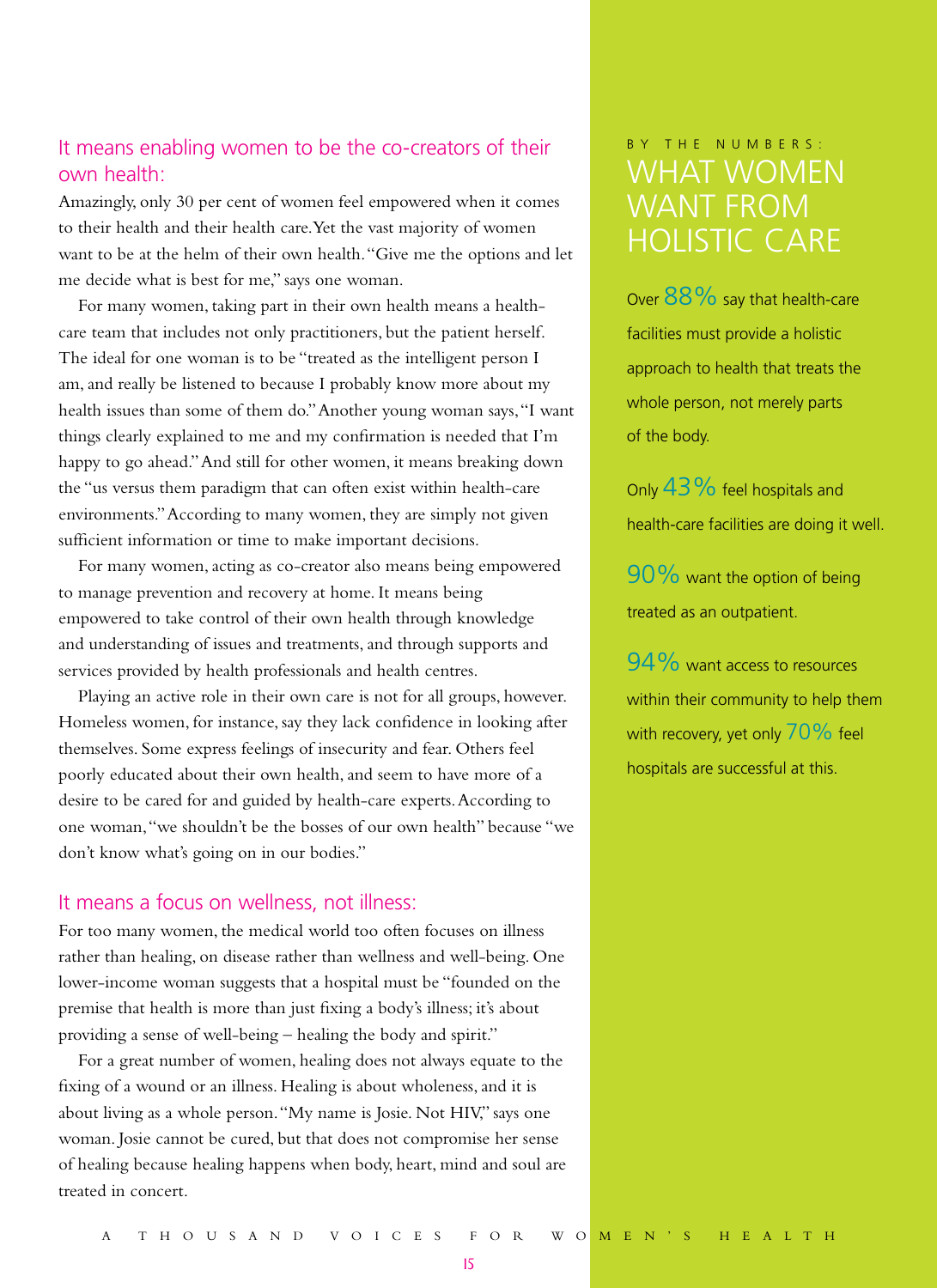## It means enabling women to be the co-creators of their own health:

Amazingly, only 30 per cent of women feel empowered when it comes to their health and their health care. Yet the vast majority of women want to be at the helm of their own health. "Give me the options and let me decide what is best for me," says one woman.

For many women, taking part in their own health means a health-care team that includes not only practitioners, but the patient herself. The ideal for one woman is to be "treated as the intelligent person I am, and really be listened to because I probably know more about my health issues than some of them do." Another young woman says, "I want things clearly explained to me and my confirmation is needed that I'm happy to go ahead." And still for other women, it means breaking down the "us versus them paradigm that can often exist within health-care environments." According to many women, they are simply not given sufficient information or time to make important decisions.

For many women, acting as co-creator also means being empowered to manage prevention and recovery at home. It means being empowered to take control of their own health through knowledge and understanding of issues and treatments, and through supports and services provided by health professionals and health centres.

Playing an active role in their own care is not for all groups, however. Homeless women, for instance, say they lack confidence in looking after themselves. Some express feelings of insecurity and fear. Others feel poorly educated about their own health, and seem to have more of a desire to be cared for and guided by health-care experts. According to one woman, "we shouldn't be the bosses of our own health" because "we don't know what's going on in our bodies."

## It means a focus on wellness, not illness:

For too many women, the medical world too often focuses on illness rather than healing, on disease rather than wellness and well-being. One lower-income woman suggests that a hospital must be "founded on the premise that health is more than just fixing a body's illness; it's about providing a sense of well-being – healing the body and spirit."

For a great number of women, healing does not always equate to the fixing of a wound or an illness. Healing is about wholeness, and it is about living as a whole person. "My name is Josie. Not HIV," says one woman. Josie cannot be cured, but that does not compromise her sense of healing because healing happens when body, heart, mind and soul are treated in concert.

BY THE NUMBERS:

## WHAT WOMEN WANT FROM HOLISTIC CARE

Over **88%** say that health-care facilities must provide a holistic approach to health that treats the whole person, not merely parts of the body.

Only **43%** feel hospitals and health-care facilities are doing it well.

**90%** want the option of being treated as an outpatient.

**94%** want access to resources within their community to help them with recovery, yet only **70%** feel hospitals are successful at this.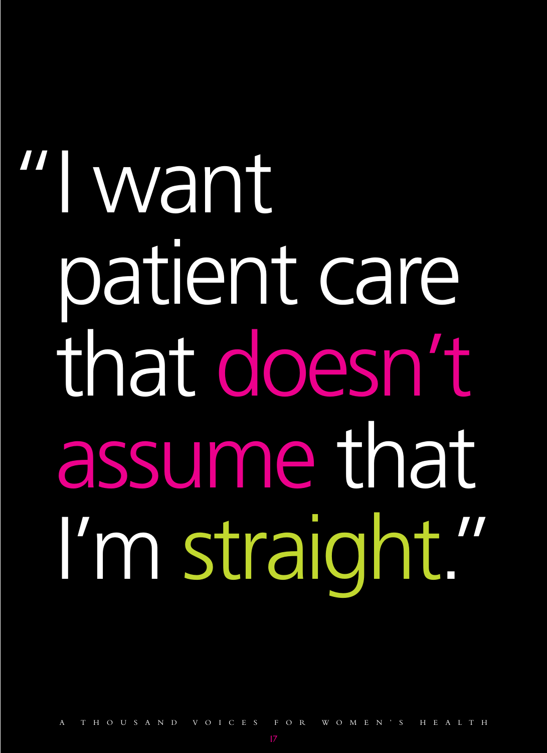# "I want patient care that doesn't assume that I'm straight."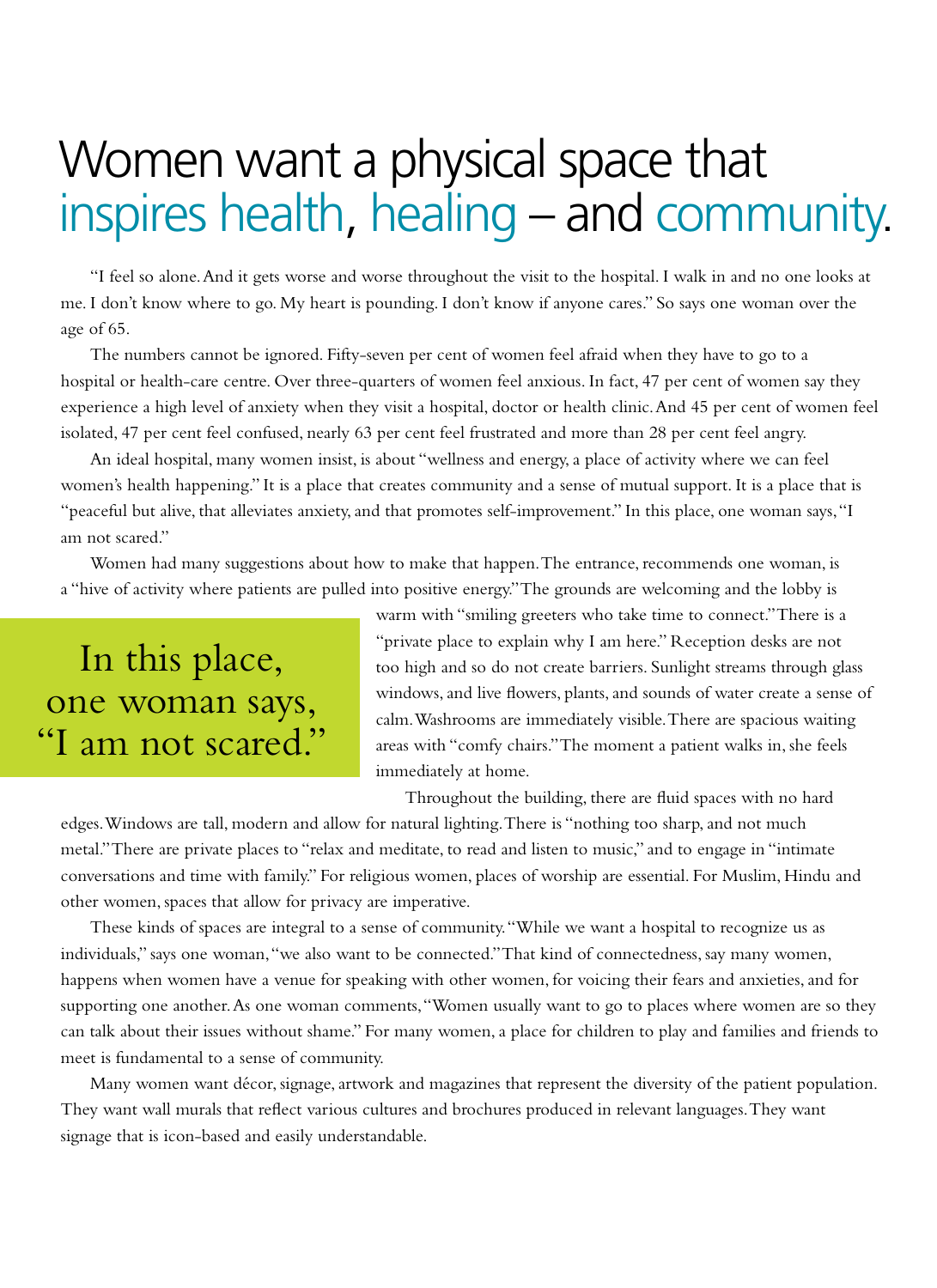# Women want a physical space that inspires health, healing – and community.

"I feel so alone. And it gets worse and worse throughout the visit to the hospital. I walk in and no one looks at me. I don't know where to go. My heart is pounding. I don't know if anyone cares." So says one woman over the age of 65.

The numbers cannot be ignored. Fifty-seven per cent of women feel afraid when they have to go to a hospital or health-care centre. Over three-quarters of women feel anxious. In fact, 47 per cent of women say they experience a high level of anxiety when they visit a hospital, doctor or health clinic. And 45 per cent of women feel isolated, 47 per cent feel confused, nearly 63 per cent feel frustrated and more than 28 per cent feel angry.

An ideal hospital, many women insist, is about "wellness and energy, a place of activity where we can feel women's health happening." It is a place that creates community and a sense of mutual support. It is a place that is "peaceful but alive, that alleviates anxiety, and that promotes self-improvement." In this place, one woman says, "I am not scared."

Women had many suggestions about how to make that happen. The entrance, recommends one woman, is a "hive of activity where patients are pulled into positive energy." The grounds are welcoming and the lobby is warm with "smiling greeters who take time to connect." There is a "private place to explain why I am here." Reception desks are not too high and so do not create barriers. Sunlight streams through glass windows, and live flowers, plants, and sounds of water create a sense of calm. Washrooms are immediately visible. There are spacious waiting areas with "comfy chairs." The moment a patient walks in, she feels immediately at home.

> In this place, one woman says, "I am not scared."

Throughout the building, there are fluid spaces with no hard edges. Windows are tall, modern and allow for natural lighting. There is "nothing too sharp, and not much metal." There are private places to "relax and meditate, to read and listen to music," and to engage in "intimate conversations and time with family." For religious women, places of worship are essential. For Muslim, Hindu and other women, spaces that allow for privacy are imperative.

These kinds of spaces are integral to a sense of community. "While we want a hospital to recognize us as individuals," says one woman, "we also want to be connected." That kind of connectedness, say many women, happens when women have a venue for speaking with other women, for voicing their fears and anxieties, and for supporting one another. As one woman comments, "Women usually want to go to places where women are so they can talk about their issues without shame." For many women, a place for children to play and families and friends to meet is fundamental to a sense of community.

Many women want décor, signage, artwork and magazines that represent the diversity of the patient population. They want wall murals that reflect various cultures and brochures produced in relevant languages. They want signage that is icon-based and easily understandable.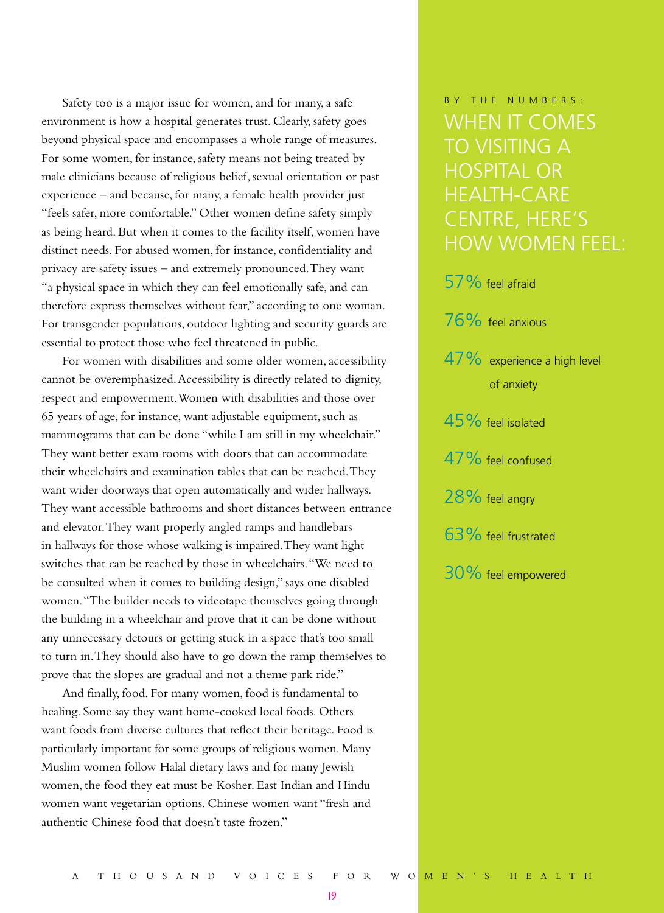Safety too is a major issue for women, and for many, a safe environment is how a hospital generates trust. Clearly, safety goes beyond physical space and encompasses a whole range of measures. For some women, for instance, safety means not being treated by male clinicians because of religious belief, sexual orientation or past experience – and because, for many, a female health provider just "feels safer, more comfortable." Other women define safety simply as being heard. But when it comes to the facility itself, women have distinct needs. For abused women, for instance, confidentiality and privacy are safety issues – and extremely pronounced. They want "a physical space in which they can feel emotionally safe, and can therefore express themselves without fear," according to one woman. For transgender populations, outdoor lighting and security guards are essential to protect those who feel threatened in public.

For women with disabilities and some older women, accessibility cannot be overemphasized. Accessibility is directly related to dignity, respect and empowerment. Women with disabilities and those over 65 years of age, for instance, want adjustable equipment, such as mammograms that can be done "while I am still in my wheelchair." They want better exam rooms with doors that can accommodate their wheelchairs and examination tables that can be reached. They want wider doorways that open automatically and wider hallways. They want accessible bathrooms and short distances between entrance and elevator. They want properly angled ramps and handlebars in hallways for those whose walking is impaired. They want light switches that can be reached by those in wheelchairs. "We need to be consulted when it comes to building design," says one disabled women. "The builder needs to videotape themselves going through the building in a wheelchair and prove that it can be done without any unnecessary detours or getting stuck in a space that's too small to turn in. They should also have to go down the ramp themselves to prove that the slopes are gradual and not a theme park ride."

And finally, food. For many women, food is fundamental to healing. Some say they want home-cooked local foods. Others want foods from diverse cultures that reflect their heritage. Food is particularly important for some groups of religious women. Many Muslim women follow Halal dietary laws and for many Jewish women, the food they eat must be Kosher. East Indian and Hindu women want vegetarian options. Chinese women want "fresh and authentic Chinese food that doesn't taste frozen."

BY THE NUMBERS:

## WHEN IT COMES TO VISITING A HOSPITAL OR HEALTH-CARE CENTRE, HERE'S HOW WOMEN FEEL:

- 57% feel afraid
- 76% feel anxious
- 47% experience a high level of anxiety
- 45% feel isolated
- 47% feel confused
- 28% feel angry
- 63% feel frustrated
- 30% feel empowered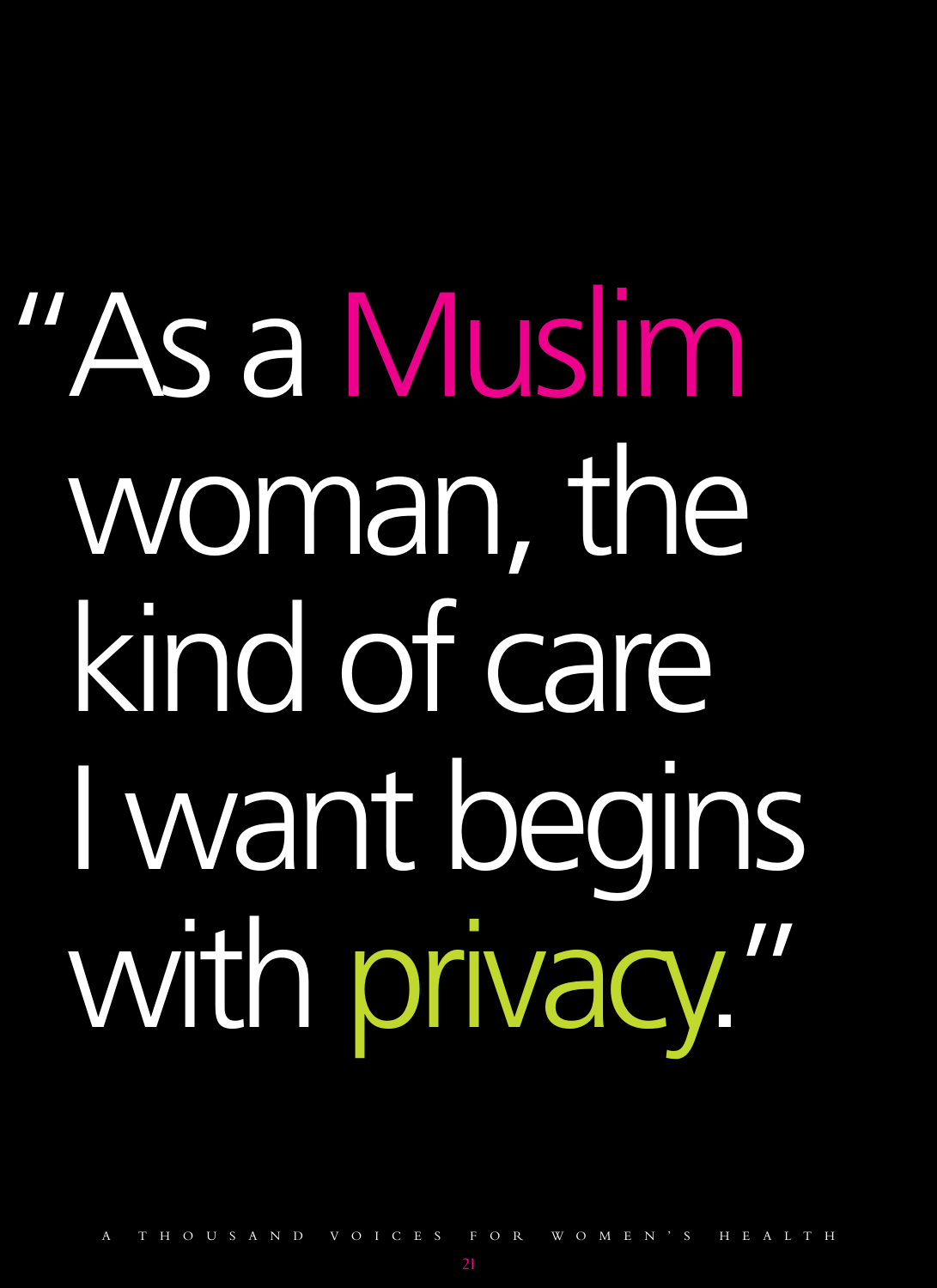"As a Muslim woman, the kind of care I want begins with privacy."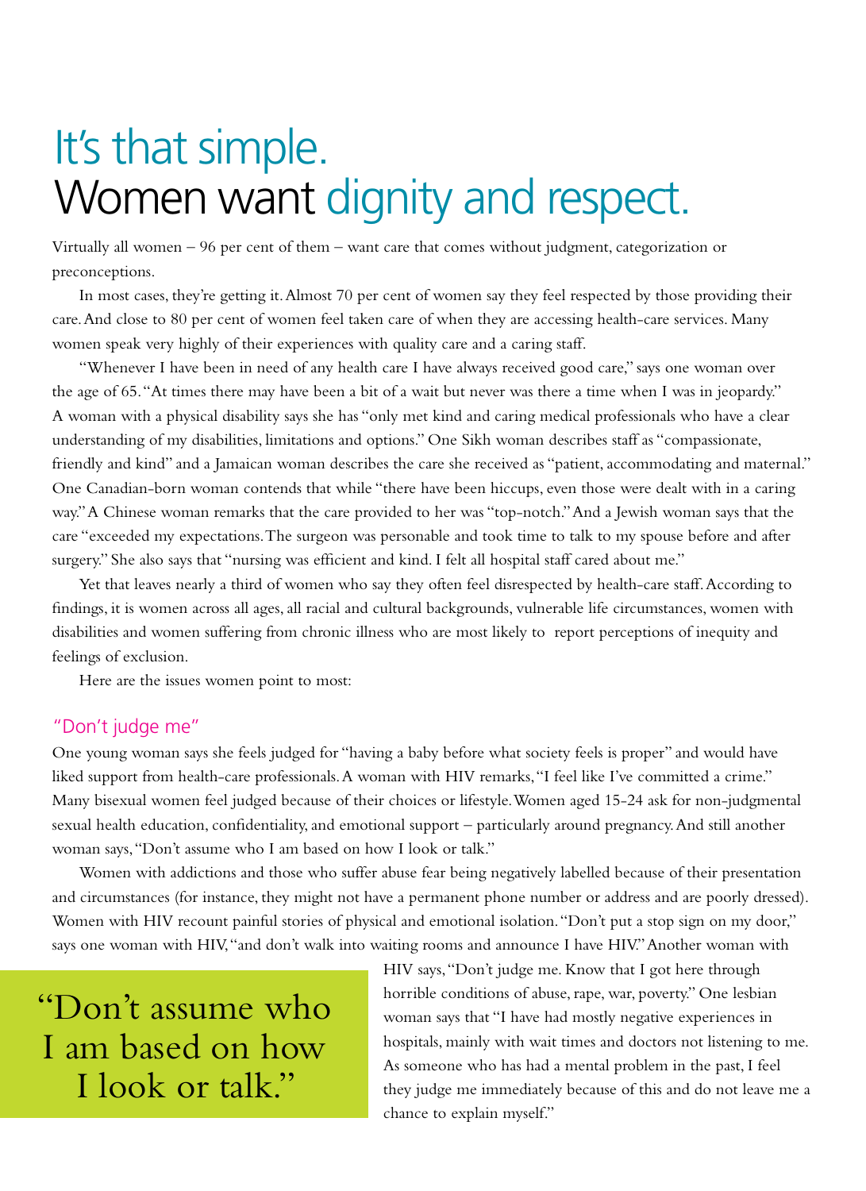# It's that simple. Women want dignity and respect.

Virtually all women – 96 per cent of them – want care that comes without judgment, categorization or preconceptions.

In most cases, they're getting it. Almost 70 per cent of women say they feel respected by those providing their care. And close to 80 per cent of women feel taken care of when they are accessing health-care services. Many women speak very highly of their experiences with quality care and a caring staff.

"Whenever I have been in need of any health care I have always received good care," says one woman over the age of 65. "At times there may have been a bit of a wait but never was there a time when I was in jeopardy." A woman with a physical disability says she has "only met kind and caring medical professionals who have a clear understanding of my disabilities, limitations and options." One Sikh woman describes staff as "compassionate, friendly and kind" and a Jamaican woman describes the care she received as "patient, accommodating and maternal." One Canadian-born woman contends that while "there have been hiccups, even those were dealt with in a caring way." A Chinese woman remarks that the care provided to her was "top-notch." And a Jewish woman says that the care "exceeded my expectations. The surgeon was personable and took time to talk to my spouse before and after surgery." She also says that "nursing was efficient and kind. I felt all hospital staff cared about me."

Yet that leaves nearly a third of women who say they often feel disrespected by health-care staff. According to findings, it is women across all ages, all racial and cultural backgrounds, vulnerable life circumstances, women with disabilities and women suffering from chronic illness who are most likely to report perceptions of inequity and feelings of exclusion.

Here are the issues women point to most:

## "Don't judge me"

One young woman says she feels judged for "having a baby before what society feels is proper" and would have liked support from health-care professionals. A woman with HIV remarks, "I feel like I've committed a crime." Many bisexual women feel judged because of their choices or lifestyle. Women aged 15-24 ask for non-judgmental sexual health education, confidentiality, and emotional support – particularly around pregnancy. And still another woman says, "Don't assume who I am based on how I look or talk."

Women with addictions and those who suffer abuse fear being negatively labelled because of their presentation and circumstances (for instance, they might not have a permanent phone number or address and are poorly dressed). Women with HIV recount painful stories of physical and emotional isolation. "Don't put a stop sign on my door," says one woman with HIV, "and don't walk into waiting rooms and announce I have HIV." Another woman with HIV says, "Don't judge me. Know that I got here through horrible conditions of abuse, rape, war, poverty." One lesbian woman says that "I have had mostly negative experiences in hospitals, mainly with wait times and doctors not listening to me. As someone who has had a mental problem in the past, I feel they judge me immediately because of this and do not leave me a chance to explain myself."

> "Don't assume who I am based on how I look or talk."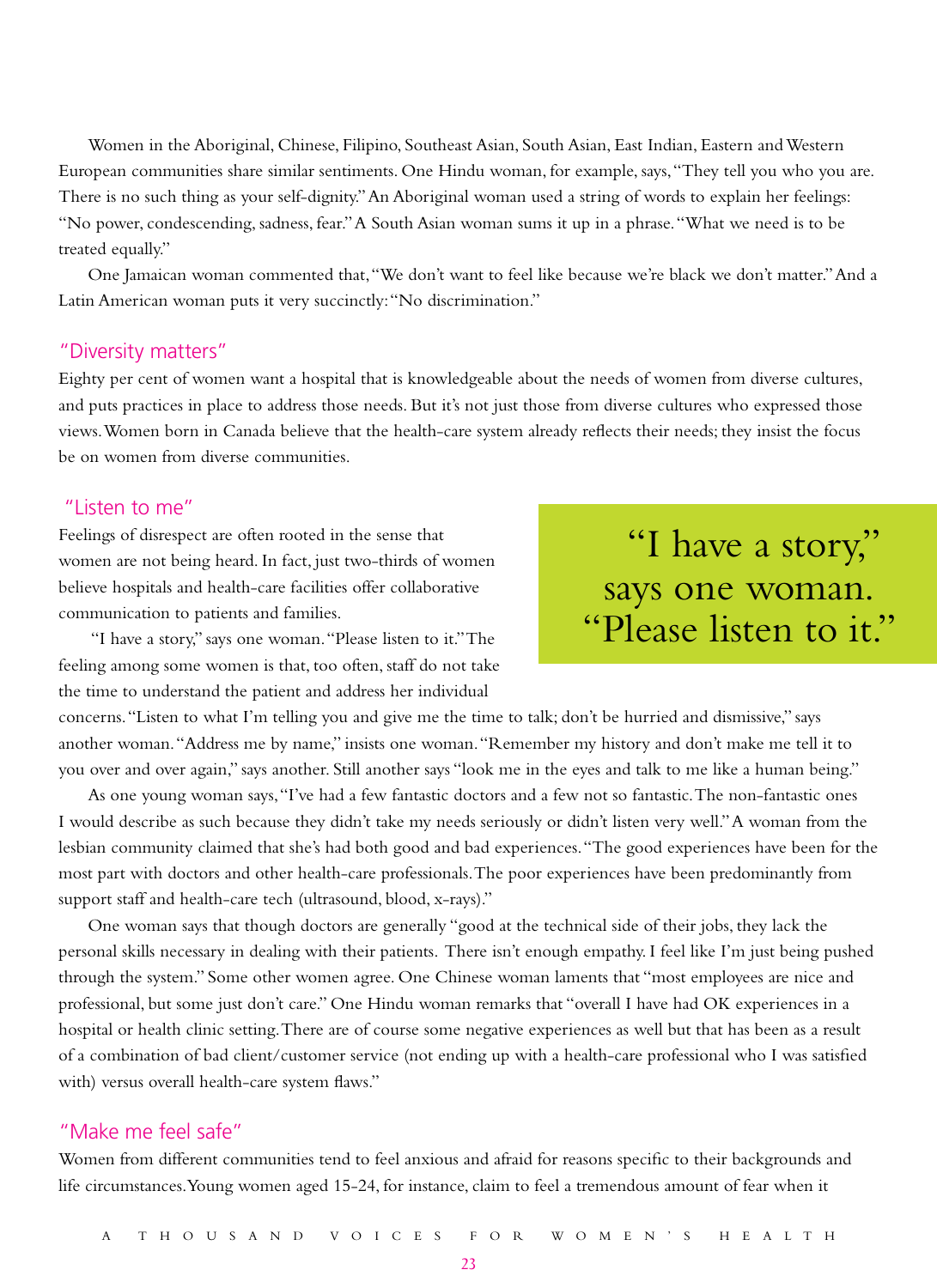Women in the Aboriginal, Chinese, Filipino, Southeast Asian, South Asian, East Indian, Eastern and Western European communities share similar sentiments. One Hindu woman, for example, says, "They tell you who you are. There is no such thing as your self-dignity." An Aboriginal woman used a string of words to explain her feelings: "No power, condescending, sadness, fear." A South Asian woman sums it up in a phrase. "What we need is to be treated equally."

One Jamaican woman commented that, "We don't want to feel like because we're black we don't matter." And a Latin American woman puts it very succinctly: "No discrimination."

## "Diversity matters"

Eighty per cent of women want a hospital that is knowledgeable about the needs of women from diverse cultures, and puts practices in place to address those needs. But it's not just those from diverse cultures who expressed those views. Women born in Canada believe that the health-care system already reflects their needs; they insist the focus be on women from diverse communities.

## "Listen to me"

Feelings of disrespect are often rooted in the sense that women are not being heard. In fact, just two-thirds of women believe hospitals and health-care facilities offer collaborative communication to patients and families.

> "I have a story," says one woman. "Please listen to it."

"I have a story," says one woman. "Please listen to it." The feeling among some women is that, too often, staff do not take the time to understand the patient and address her individual concerns. "Listen to what I'm telling you and give me the time to talk; don't be hurried and dismissive," says another woman. "Address me by name," insists one woman. "Remember my history and don't make me tell it to you over and over again," says another. Still another says "look me in the eyes and talk to me like a human being."

As one young woman says, "I've had a few fantastic doctors and a few not so fantastic. The non-fantastic ones I would describe as such because they didn't take my needs seriously or didn't listen very well." A woman from the lesbian community claimed that she's had both good and bad experiences. "The good experiences have been for the most part with doctors and other health-care professionals. The poor experiences have been predominantly from support staff and health-care tech (ultrasound, blood, x-rays)."

One woman says that though doctors are generally "good at the technical side of their jobs, they lack the personal skills necessary in dealing with their patients. There isn't enough empathy. I feel like I'm just being pushed through the system." Some other women agree. One Chinese woman laments that "most employees are nice and professional, but some just don't care." One Hindu woman remarks that "overall I have had OK experiences in a hospital or health clinic setting. There are of course some negative experiences as well but that has been as a result of a combination of bad client/customer service (not ending up with a health-care professional who I was satisfied with) versus overall health-care system flaws."

## "Make me feel safe"

Women from different communities tend to feel anxious and afraid for reasons specific to their backgrounds and life circumstances. Young women aged 15-24, for instance, claim to feel a tremendous amount of fear when it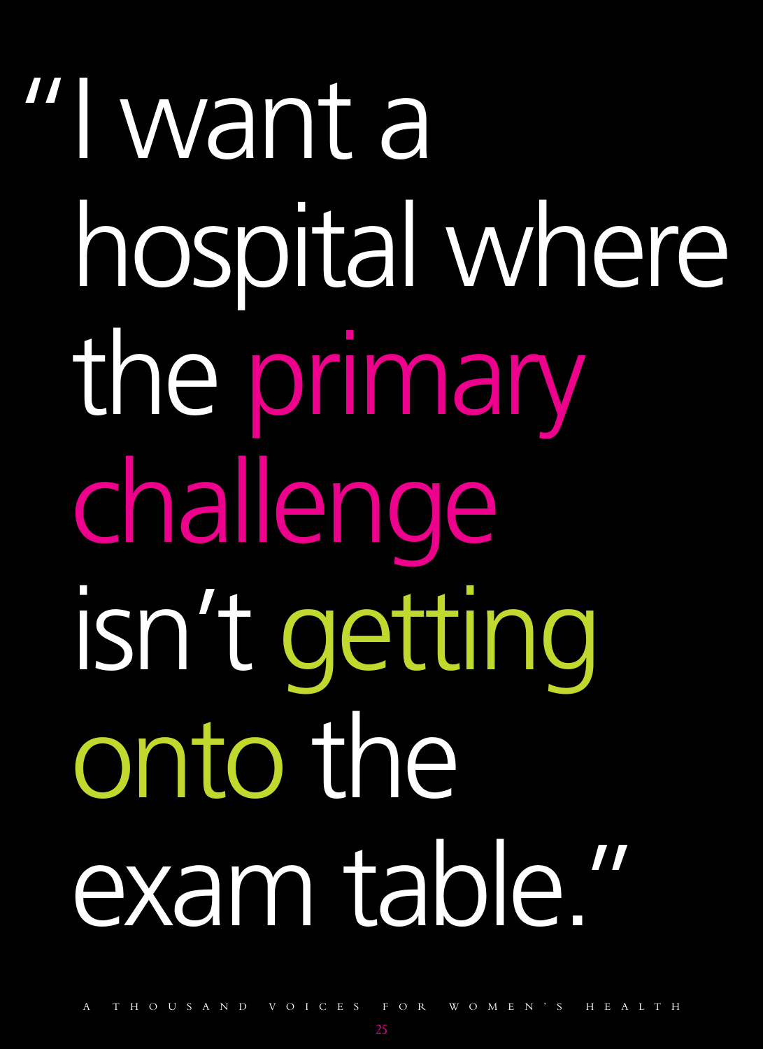# "I want a hospital where the primary challenge isn't getting onto the exam table."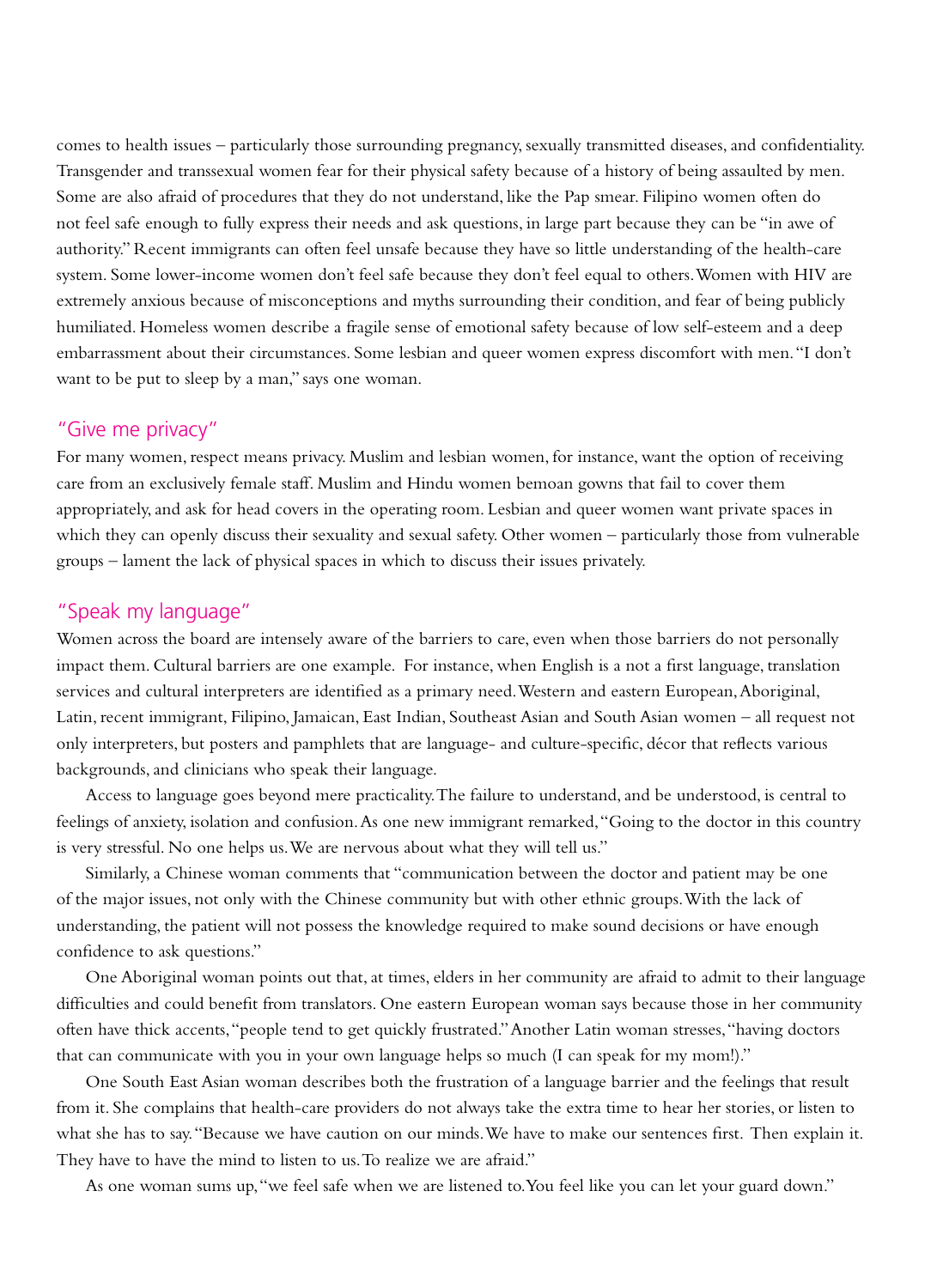comes to health issues – particularly those surrounding pregnancy, sexually transmitted diseases, and confidentiality. Transgender and transsexual women fear for their physical safety because of a history of being assaulted by men. Some are also afraid of procedures that they do not understand, like the Pap smear. Filipino women often do not feel safe enough to fully express their needs and ask questions, in large part because they can be "in awe of authority." Recent immigrants can often feel unsafe because they have so little understanding of the health-care system. Some lower-income women don't feel safe because they don't feel equal to others. Women with HIV are extremely anxious because of misconceptions and myths surrounding their condition, and fear of being publicly humiliated. Homeless women describe a fragile sense of emotional safety because of low self-esteem and a deep embarrassment about their circumstances. Some lesbian and queer women express discomfort with men. "I don't want to be put to sleep by a man," says one woman.

## "Give me privacy"

For many women, respect means privacy. Muslim and lesbian women, for instance, want the option of receiving care from an exclusively female staff. Muslim and Hindu women bemoan gowns that fail to cover them appropriately, and ask for head covers in the operating room. Lesbian and queer women want private spaces in which they can openly discuss their sexuality and sexual safety. Other women – particularly those from vulnerable groups – lament the lack of physical spaces in which to discuss their issues privately.

## "Speak my language"

Women across the board are intensely aware of the barriers to care, even when those barriers do not personally impact them. Cultural barriers are one example. For instance, when English is a not a first language, translation services and cultural interpreters are identified as a primary need. Western and eastern European, Aboriginal, Latin, recent immigrant, Filipino, Jamaican, East Indian, Southeast Asian and South Asian women – all request not only interpreters, but posters and pamphlets that are language- and culture-specific, décor that reflects various backgrounds, and clinicians who speak their language.

Access to language goes beyond mere practicality. The failure to understand, and be understood, is central to feelings of anxiety, isolation and confusion. As one new immigrant remarked, "Going to the doctor in this country is very stressful. No one helps us. We are nervous about what they will tell us."

Similarly, a Chinese woman comments that "communication between the doctor and patient may be one of the major issues, not only with the Chinese community but with other ethnic groups. With the lack of understanding, the patient will not possess the knowledge required to make sound decisions or have enough confidence to ask questions."

One Aboriginal woman points out that, at times, elders in her community are afraid to admit to their language difficulties and could benefit from translators. One eastern European woman says because those in her community often have thick accents, "people tend to get quickly frustrated." Another Latin woman stresses, "having doctors that can communicate with you in your own language helps so much (I can speak for my mom!)."

One South East Asian woman describes both the frustration of a language barrier and the feelings that result from it. She complains that health-care providers do not always take the extra time to hear her stories, or listen to what she has to say. "Because we have caution on our minds. We have to make our sentences first. Then explain it. They have to have the mind to listen to us. To realize we are afraid."

As one woman sums up, "we feel safe when we are listened to. You feel like you can let your guard down."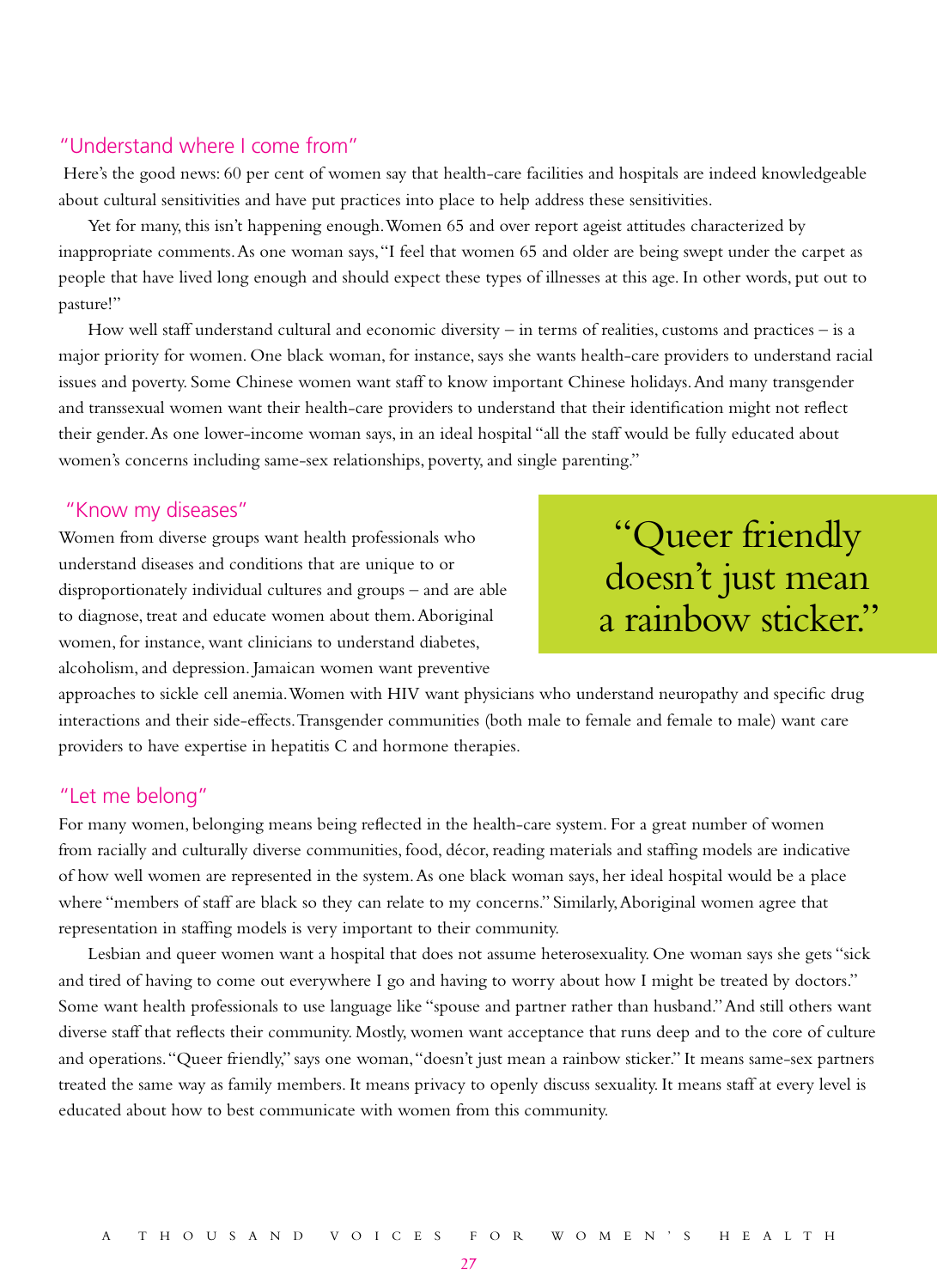## "Understand where I come from"

Here's the good news: 60 per cent of women say that health-care facilities and hospitals are indeed knowledgeable about cultural sensitivities and have put practices into place to help address these sensitivities.

Yet for many, this isn't happening enough. Women 65 and over report ageist attitudes characterized by inappropriate comments. As one woman says, "I feel that women 65 and older are being swept under the carpet as people that have lived long enough and should expect these types of illnesses at this age. In other words, put out to pasture!"

How well staff understand cultural and economic diversity – in terms of realities, customs and practices – is a major priority for women. One black woman, for instance, says she wants health-care providers to understand racial issues and poverty. Some Chinese women want staff to know important Chinese holidays. And many transgender and transsexual women want their health-care providers to understand that their identification might not reflect their gender. As one lower-income woman says, in an ideal hospital "all the staff would be fully educated about women's concerns including same-sex relationships, poverty, and single parenting."

## "Know my diseases"

Women from diverse groups want health professionals who understand diseases and conditions that are unique to or disproportionately individual cultures and groups – and are able to diagnose, treat and educate women about them. Aboriginal women, for instance, want clinicians to understand diabetes, alcoholism, and depression. Jamaican women want preventive approaches to sickle cell anemia. Women with HIV want physicians who understand neuropathy and specific drug interactions and their side-effects. Transgender communities (both male to female and female to male) want care providers to have expertise in hepatitis C and hormone therapies.

> "Queer friendly doesn't just mean a rainbow sticker."

## "Let me belong"

For many women, belonging means being reflected in the health-care system. For a great number of women from racially and culturally diverse communities, food, décor, reading materials and staffing models are indicative of how well women are represented in the system. As one black woman says, her ideal hospital would be a place where "members of staff are black so they can relate to my concerns." Similarly, Aboriginal women agree that representation in staffing models is very important to their community.

Lesbian and queer women want a hospital that does not assume heterosexuality. One woman says she gets "sick and tired of having to come out everywhere I go and having to worry about how I might be treated by doctors." Some want health professionals to use language like "spouse and partner rather than husband." And still others want diverse staff that reflects their community. Mostly, women want acceptance that runs deep and to the core of culture and operations. "Queer friendly," says one woman, "doesn't just mean a rainbow sticker." It means same-sex partners treated the same way as family members. It means privacy to openly discuss sexuality. It means staff at every level is educated about how to best communicate with women from this community.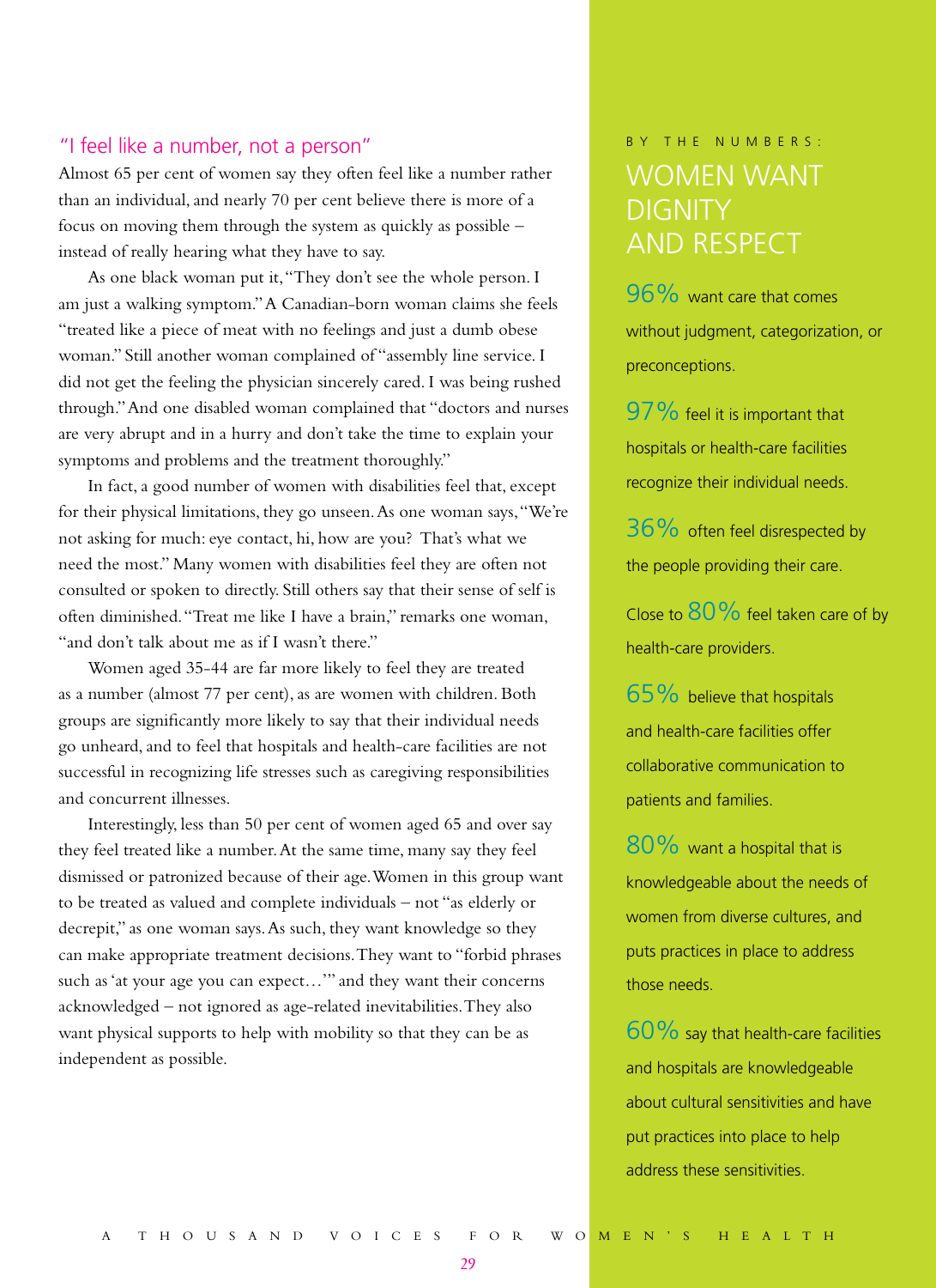## "I feel like a number, not a person"

Almost 65 per cent of women say they often feel like a number rather than an individual, and nearly 70 per cent believe there is more of a focus on moving them through the system as quickly as possible – instead of really hearing what they have to say.

As one black woman put it, "They don't see the whole person. I am just a walking symptom." A Canadian-born woman claims she feels "treated like a piece of meat with no feelings and just a dumb obese woman." Still another woman complained of "assembly line service. I did not get the feeling the physician sincerely cared. I was being rushed through." And one disabled woman complained that "doctors and nurses are very abrupt and in a hurry and don't take the time to explain your symptoms and problems and the treatment thoroughly."

In fact, a good number of women with disabilities feel that, except for their physical limitations, they go unseen. As one woman says, "We're not asking for much: eye contact, hi, how are you? That's what we need the most." Many women with disabilities feel they are often not consulted or spoken to directly. Still others say that their sense of self is often diminished. "Treat me like I have a brain," remarks one woman, "and don't talk about me as if I wasn't there."

Women aged 35-44 are far more likely to feel they are treated as a number (almost 77 per cent), as are women with children. Both groups are significantly more likely to say that their individual needs go unheard, and to feel that hospitals and health-care facilities are not successful in recognizing life stresses such as caregiving responsibilities and concurrent illnesses.

Interestingly, less than 50 per cent of women aged 65 and over say they feel treated like a number. At the same time, many say they feel dismissed or patronized because of their age. Women in this group want to be treated as valued and complete individuals – not "as elderly or decrepit," as one woman says. As such, they want knowledge so they can make appropriate treatment decisions. They want to "forbid phrases such as 'at your age you can expect…'" and they want their concerns acknowledged – not ignored as age-related inevitabilities. They also want physical supports to help with mobility so that they can be as independent as possible.

BY THE NUMBERS:

## WOMEN WANT DIGNITY AND RESPECT

**96%** want care that comes without judgment, categorization, or preconceptions.

**97%** feel it is important that hospitals or health-care facilities recognize their individual needs.

**36%** often feel disrespected by the people providing their care.

Close to **80%** feel taken care of by health-care providers.

**65%** believe that hospitals and health-care facilities offer collaborative communication to patients and families.

**80%** want a hospital that is knowledgeable about the needs of women from diverse cultures, and puts practices in place to address those needs.

**60%** say that health-care facilities and hospitals are knowledgeable about cultural sensitivities and have put practices into place to help address these sensitivities.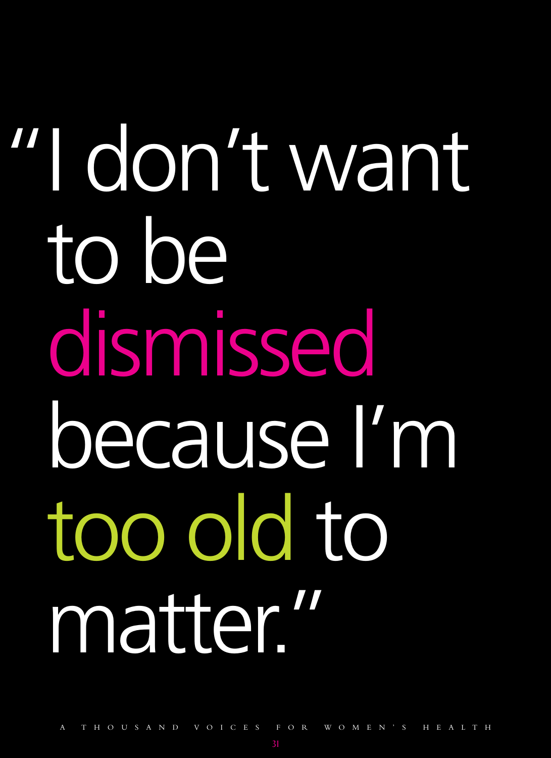# "I don't want to be dismissed because I'm too old to matter."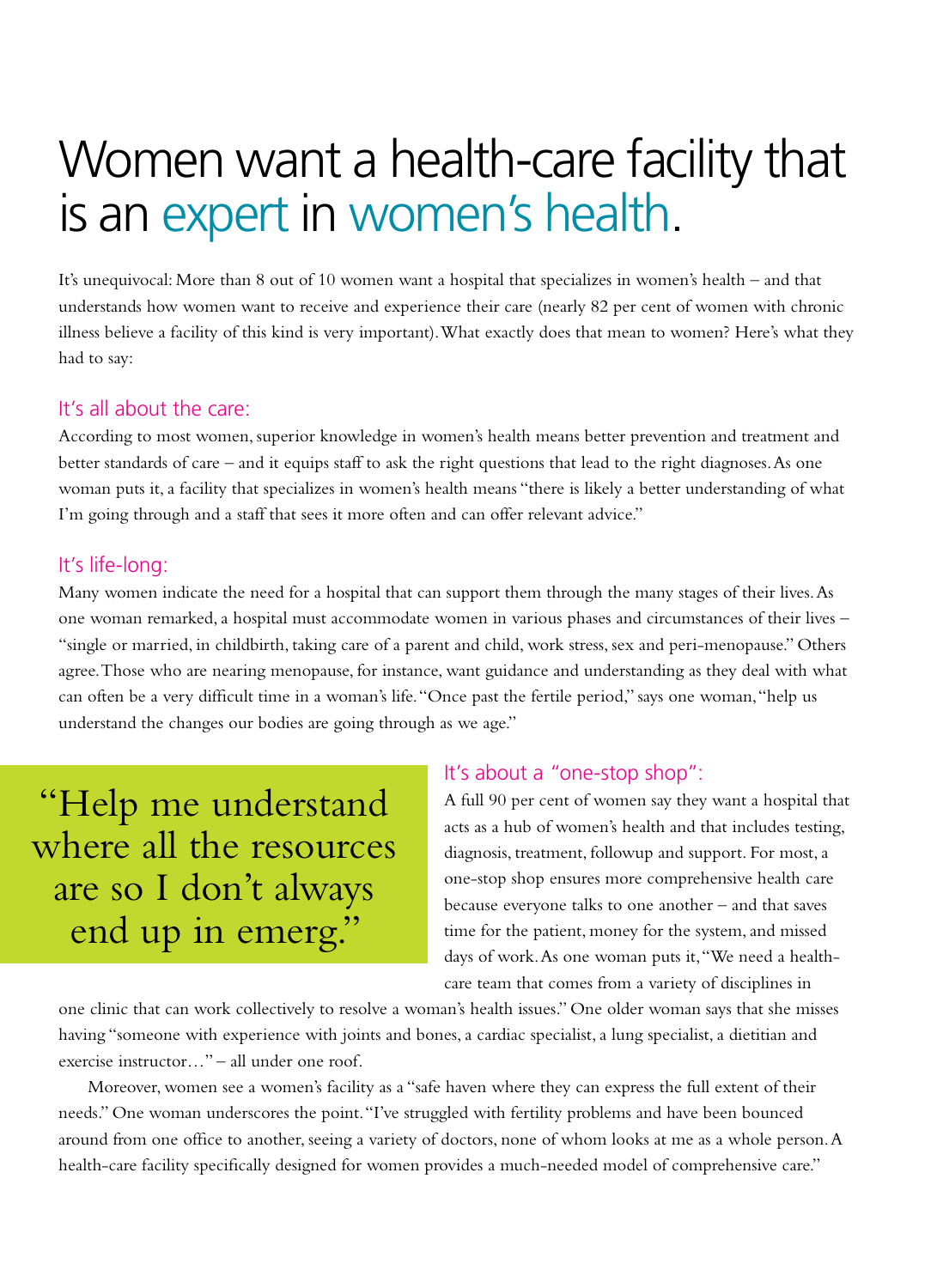# Women want a health-care facility that is an expert in women's health.

It's unequivocal: More than 8 out of 10 women want a hospital that specializes in women's health – and that understands how women want to receive and experience their care (nearly 82 per cent of women with chronic illness believe a facility of this kind is very important). What exactly does that mean to women? Here's what they had to say:

## It's all about the care:

According to most women, superior knowledge in women's health means better prevention and treatment and better standards of care – and it equips staff to ask the right questions that lead to the right diagnoses. As one woman puts it, a facility that specializes in women's health means "there is likely a better understanding of what I'm going through and a staff that sees it more often and can offer relevant advice."

## It's life-long:

Many women indicate the need for a hospital that can support them through the many stages of their lives. As one woman remarked, a hospital must accommodate women in various phases and circumstances of their lives – "single or married, in childbirth, taking care of a parent and child, work stress, sex and peri-menopause." Others agree. Those who are nearing menopause, for instance, want guidance and understanding as they deal with what can often be a very difficult time in a woman's life. "Once past the fertile period," says one woman, "help us understand the changes our bodies are going through as we age."

> "Help me understand where all the resources are so I don't always end up in emerg."

## It's about a "one-stop shop":

A full 90 per cent of women say they want a hospital that acts as a hub of women's health and that includes testing, diagnosis, treatment, followup and support. For most, a one-stop shop ensures more comprehensive health care because everyone talks to one another – and that saves time for the patient, money for the system, and missed days of work. As one woman puts it, "We need a health-care team that comes from a variety of disciplines in one clinic that can work collectively to resolve a woman's health issues." One older woman says that she misses having "someone with experience with joints and bones, a cardiac specialist, a lung specialist, a dietitian and exercise instructor…" – all under one roof.

Moreover, women see a women's facility as a "safe haven where they can express the full extent of their needs." One woman underscores the point. "I've struggled with fertility problems and have been bounced around from one office to another, seeing a variety of doctors, none of whom looks at me as a whole person. A health-care facility specifically designed for women provides a much-needed model of comprehensive care."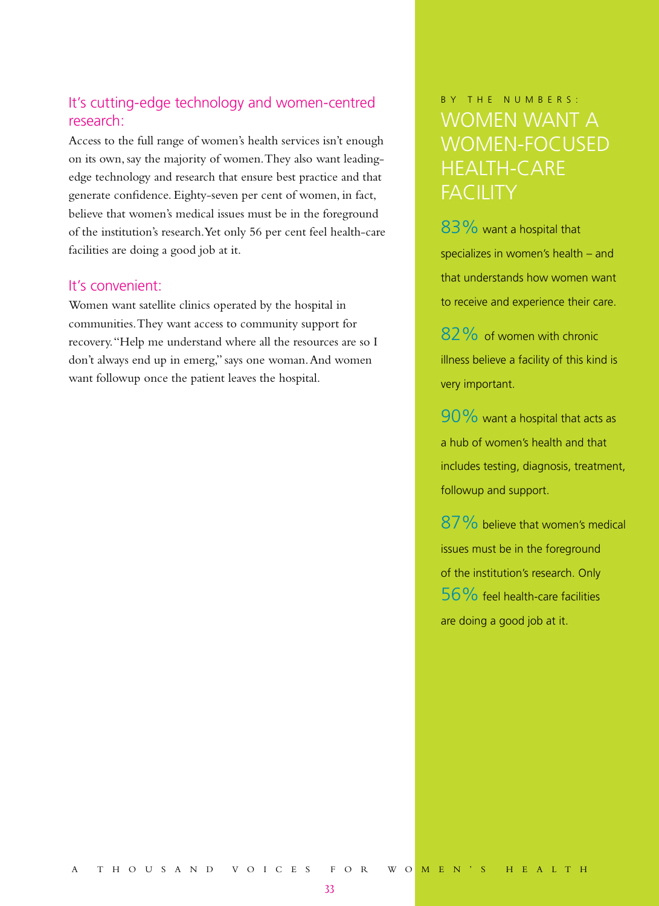### It's cutting-edge technology and women-centred research:

Access to the full range of women's health services isn't enough on its own, say the majority of women. They also want leading-edge technology and research that ensure best practice and that generate confidence. Eighty-seven per cent of women, in fact, believe that women's medical issues must be in the foreground of the institution's research. Yet only 56 per cent feel health-care facilities are doing a good job at it.

### It's convenient:

Women want satellite clinics operated by the hospital in communities. They want access to community support for recovery. "Help me understand where all the resources are so I don't always end up in emerg," says one woman. And women want followup once the patient leaves the hospital.

BY THE NUMBERS:

## WOMEN WANT A WOMEN-FOCUSED HEALTH-CARE FACILITY

83% want a hospital that specializes in women's health – and that understands how women want to receive and experience their care.

82% of women with chronic illness believe a facility of this kind is very important.

90% want a hospital that acts as a hub of women's health and that includes testing, diagnosis, treatment, followup and support.

87% believe that women's medical issues must be in the foreground of the institution's research. Only 56% feel health-care facilities are doing a good job at it.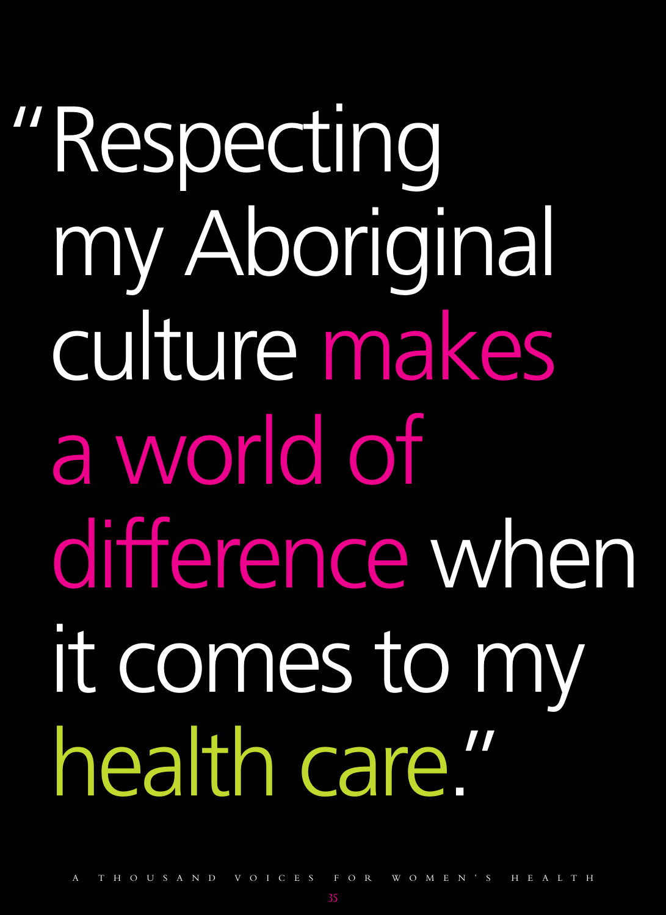# "Respecting my Aboriginal culture makes a world of difference when it comes to my health care."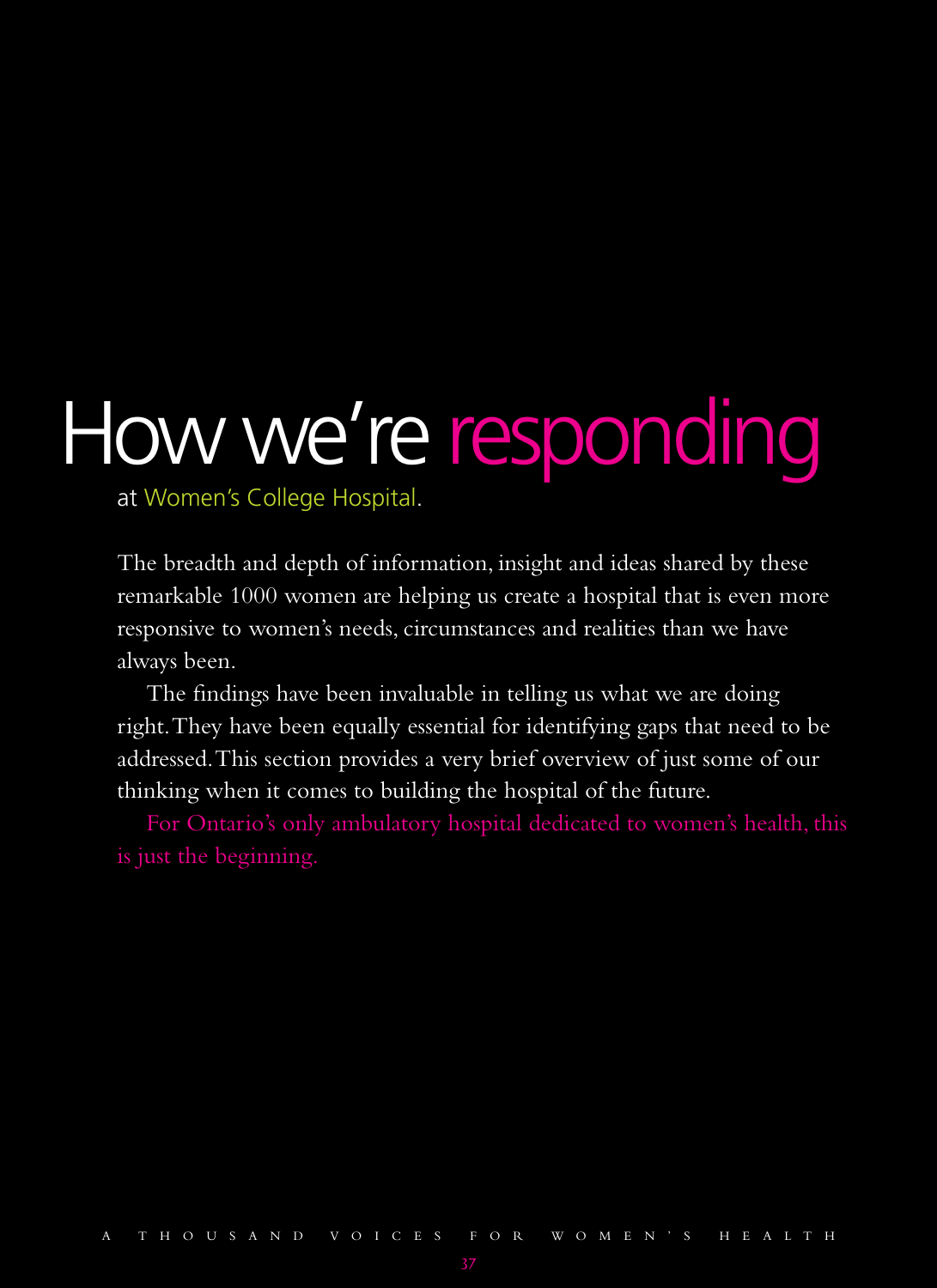# How we're responding

at Women's College Hospital.

The breadth and depth of information, insight and ideas shared by these remarkable 1000 women are helping us create a hospital that is even more responsive to women's needs, circumstances and realities than we have always been.

The findings have been invaluable in telling us what we are doing right. They have been equally essential for identifying gaps that need to be addressed. This section provides a very brief overview of just some of our thinking when it comes to building the hospital of the future.

For Ontario's only ambulatory hospital dedicated to women's health, this is just the beginning.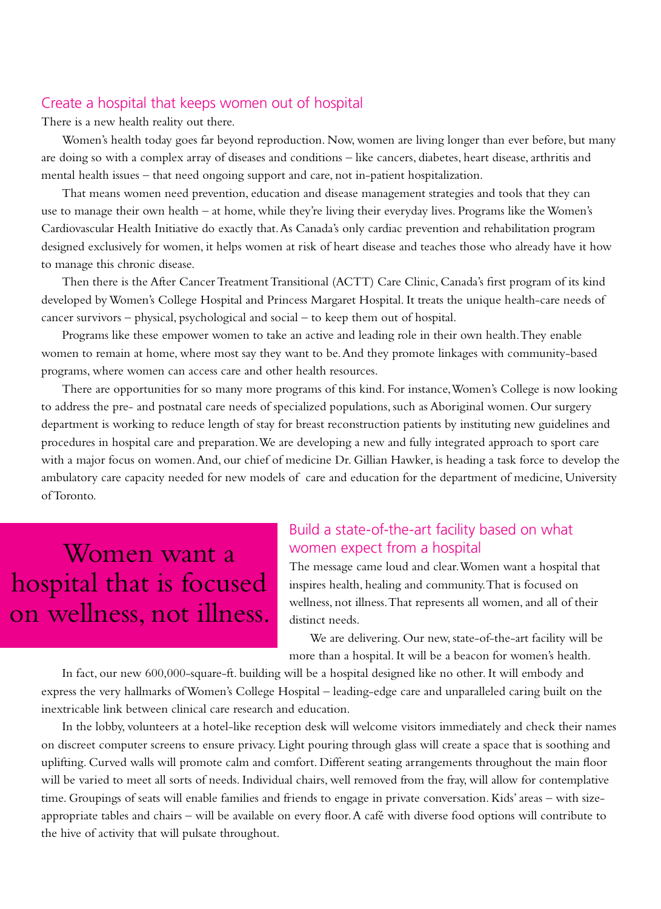## Create a hospital that keeps women out of hospital

There is a new health reality out there.

Women's health today goes far beyond reproduction. Now, women are living longer than ever before, but many are doing so with a complex array of diseases and conditions – like cancers, diabetes, heart disease, arthritis and mental health issues – that need ongoing support and care, not in-patient hospitalization.

That means women need prevention, education and disease management strategies and tools that they can use to manage their own health – at home, while they're living their everyday lives. Programs like the Women's Cardiovascular Health Initiative do exactly that. As Canada's only cardiac prevention and rehabilitation program designed exclusively for women, it helps women at risk of heart disease and teaches those who already have it how to manage this chronic disease.

Then there is the After Cancer Treatment Transitional (ACTT) Care Clinic, Canada's first program of its kind developed by Women's College Hospital and Princess Margaret Hospital. It treats the unique health-care needs of cancer survivors – physical, psychological and social – to keep them out of hospital.

Programs like these empower women to take an active and leading role in their own health. They enable women to remain at home, where most say they want to be. And they promote linkages with community-based programs, where women can access care and other health resources.

There are opportunities for so many more programs of this kind. For instance, Women's College is now looking to address the pre- and postnatal care needs of specialized populations, such as Aboriginal women. Our surgery department is working to reduce length of stay for breast reconstruction patients by instituting new guidelines and procedures in hospital care and preparation. We are developing a new and fully integrated approach to sport care with a major focus on women. And, our chief of medicine Dr. Gillian Hawker, is heading a task force to develop the ambulatory care capacity needed for new models of care and education for the department of medicine, University of Toronto.

> Women want a hospital that is focused on wellness, not illness.

## Build a state-of-the-art facility based on what women expect from a hospital

The message came loud and clear. Women want a hospital that inspires health, healing and community. That is focused on wellness, not illness. That represents all women, and all of their distinct needs.

We are delivering. Our new, state-of-the-art facility will be more than a hospital. It will be a beacon for women's health.

In fact, our new 600,000-square-ft. building will be a hospital designed like no other. It will embody and express the very hallmarks of Women's College Hospital – leading-edge care and unparalleled caring built on the inextricable link between clinical care research and education.

In the lobby, volunteers at a hotel-like reception desk will welcome visitors immediately and check their names on discreet computer screens to ensure privacy. Light pouring through glass will create a space that is soothing and uplifting. Curved walls will promote calm and comfort. Different seating arrangements throughout the main floor will be varied to meet all sorts of needs. Individual chairs, well removed from the fray, will allow for contemplative time. Groupings of seats will enable families and friends to engage in private conversation. Kids' areas – with size-appropriate tables and chairs – will be available on every floor. A café with diverse food options will contribute to the hive of activity that will pulsate throughout.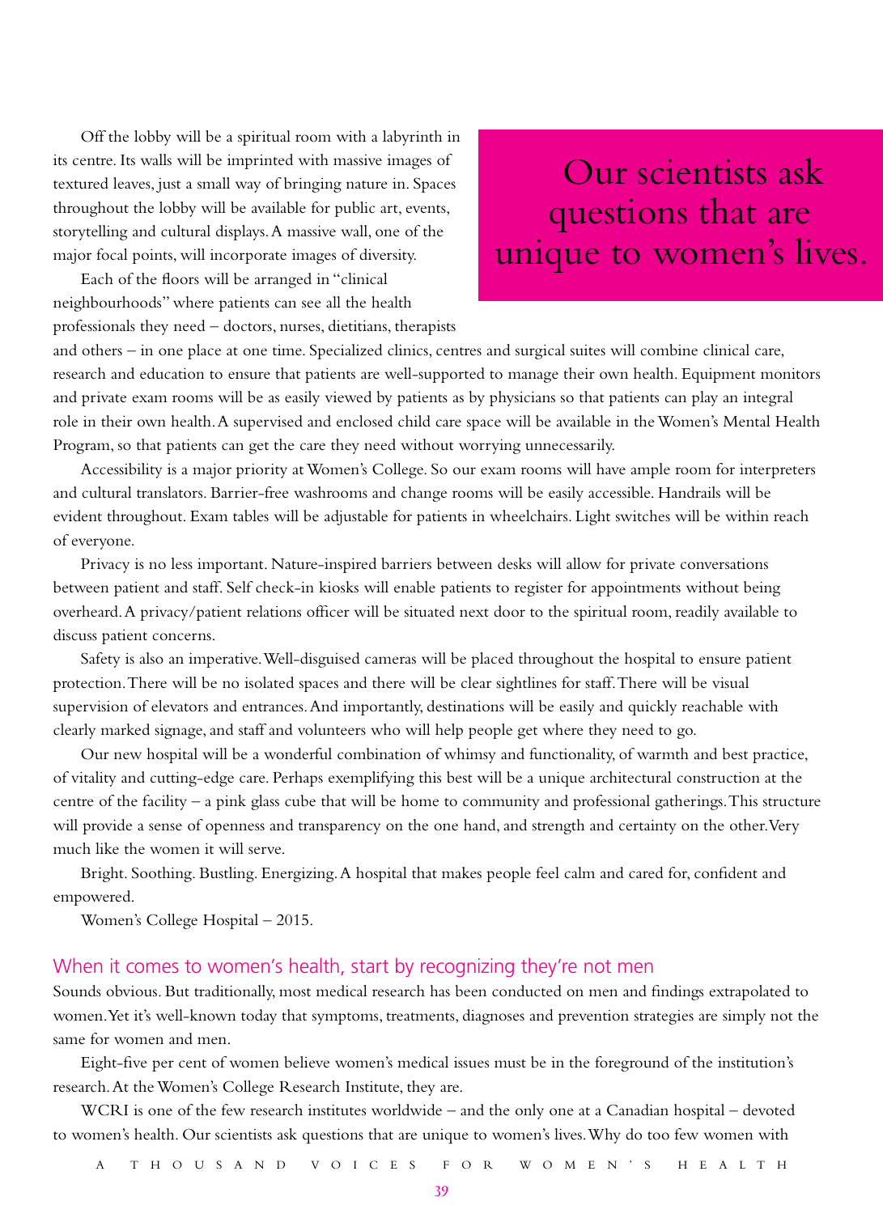Off the lobby will be a spiritual room with a labyrinth in its centre. Its walls will be imprinted with massive images of textured leaves, just a small way of bringing nature in. Spaces throughout the lobby will be available for public art, events, storytelling and cultural displays. A massive wall, one of the major focal points, will incorporate images of diversity.

> Our scientists ask questions that are unique to women's lives.

Each of the floors will be arranged in "clinical neighbourhoods" where patients can see all the health professionals they need – doctors, nurses, dietitians, therapists and others – in one place at one time. Specialized clinics, centres and surgical suites will combine clinical care, research and education to ensure that patients are well-supported to manage their own health. Equipment monitors and private exam rooms will be as easily viewed by patients as by physicians so that patients can play an integral role in their own health. A supervised and enclosed child care space will be available in the Women's Mental Health Program, so that patients can get the care they need without worrying unnecessarily.

Accessibility is a major priority at Women's College. So our exam rooms will have ample room for interpreters and cultural translators. Barrier-free washrooms and change rooms will be easily accessible. Handrails will be evident throughout. Exam tables will be adjustable for patients in wheelchairs. Light switches will be within reach of everyone.

Privacy is no less important. Nature-inspired barriers between desks will allow for private conversations between patient and staff. Self check-in kiosks will enable patients to register for appointments without being overheard. A privacy/patient relations officer will be situated next door to the spiritual room, readily available to discuss patient concerns.

Safety is also an imperative. Well-disguised cameras will be placed throughout the hospital to ensure patient protection. There will be no isolated spaces and there will be clear sightlines for staff. There will be visual supervision of elevators and entrances. And importantly, destinations will be easily and quickly reachable with clearly marked signage, and staff and volunteers who will help people get where they need to go.

Our new hospital will be a wonderful combination of whimsy and functionality, of warmth and best practice, of vitality and cutting-edge care. Perhaps exemplifying this best will be a unique architectural construction at the centre of the facility – a pink glass cube that will be home to community and professional gatherings. This structure will provide a sense of openness and transparency on the one hand, and strength and certainty on the other. Very much like the women it will serve.

Bright. Soothing. Bustling. Energizing. A hospital that makes people feel calm and cared for, confident and empowered.

Women's College Hospital – 2015.

## When it comes to women's health, start by recognizing they're not men

Sounds obvious. But traditionally, most medical research has been conducted on men and findings extrapolated to women. Yet it's well-known today that symptoms, treatments, diagnoses and prevention strategies are simply not the same for women and men.

Eight-five per cent of women believe women's medical issues must be in the foreground of the institution's research. At the Women's College Research Institute, they are.

WCRI is one of the few research institutes worldwide – and the only one at a Canadian hospital – devoted to women's health. Our scientists ask questions that are unique to women's lives. Why do too few women with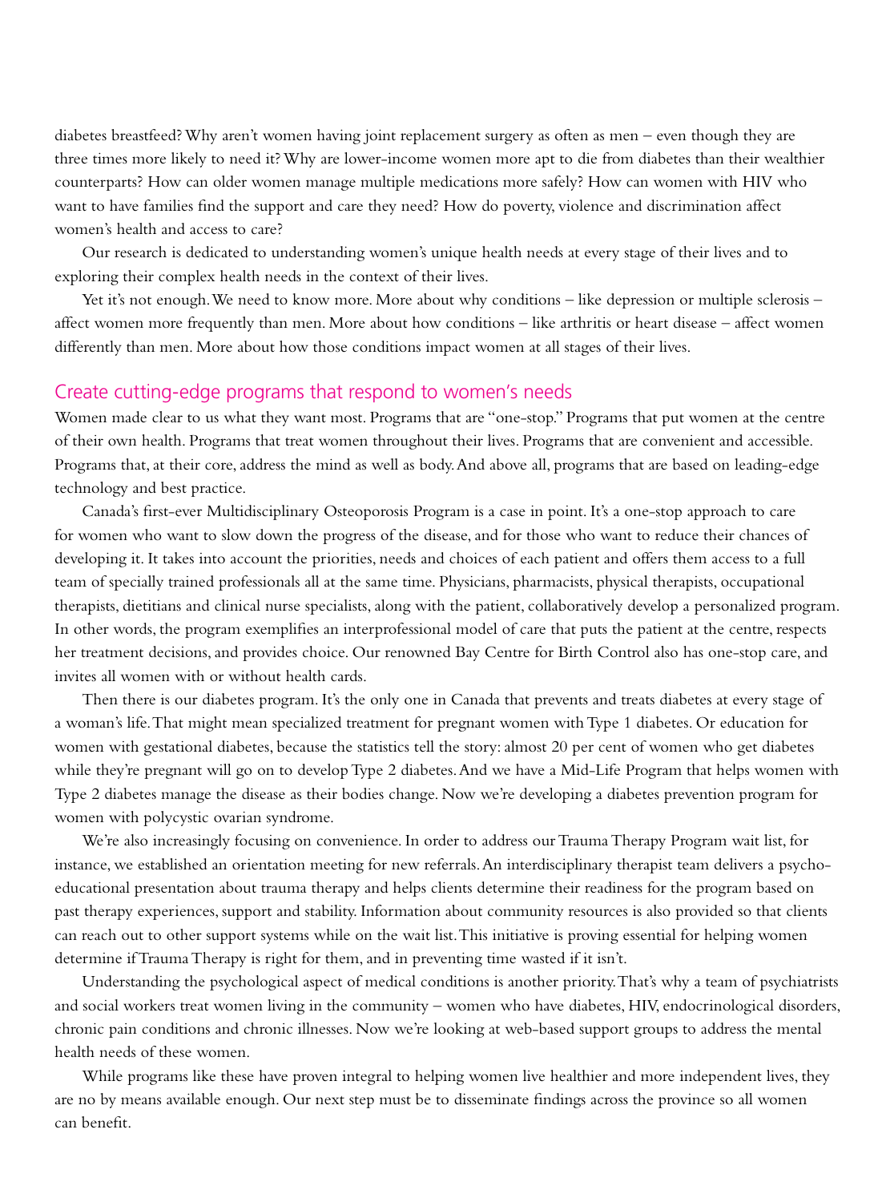diabetes breastfeed? Why aren't women having joint replacement surgery as often as men – even though they are three times more likely to need it? Why are lower-income women more apt to die from diabetes than their wealthier counterparts? How can older women manage multiple medications more safely? How can women with HIV who want to have families find the support and care they need? How do poverty, violence and discrimination affect women's health and access to care?

Our research is dedicated to understanding women's unique health needs at every stage of their lives and to exploring their complex health needs in the context of their lives.

Yet it's not enough. We need to know more. More about why conditions – like depression or multiple sclerosis – affect women more frequently than men. More about how conditions – like arthritis or heart disease – affect women differently than men. More about how those conditions impact women at all stages of their lives.

## Create cutting-edge programs that respond to women's needs

Women made clear to us what they want most. Programs that are "one-stop." Programs that put women at the centre of their own health. Programs that treat women throughout their lives. Programs that are convenient and accessible. Programs that, at their core, address the mind as well as body. And above all, programs that are based on leading-edge technology and best practice.

Canada's first-ever Multidisciplinary Osteoporosis Program is a case in point. It's a one-stop approach to care for women who want to slow down the progress of the disease, and for those who want to reduce their chances of developing it. It takes into account the priorities, needs and choices of each patient and offers them access to a full team of specially trained professionals all at the same time. Physicians, pharmacists, physical therapists, occupational therapists, dietitians and clinical nurse specialists, along with the patient, collaboratively develop a personalized program. In other words, the program exemplifies an interprofessional model of care that puts the patient at the centre, respects her treatment decisions, and provides choice. Our renowned Bay Centre for Birth Control also has one-stop care, and invites all women with or without health cards.

Then there is our diabetes program. It's the only one in Canada that prevents and treats diabetes at every stage of a woman's life. That might mean specialized treatment for pregnant women with Type 1 diabetes. Or education for women with gestational diabetes, because the statistics tell the story: almost 20 per cent of women who get diabetes while they're pregnant will go on to develop Type 2 diabetes. And we have a Mid-Life Program that helps women with Type 2 diabetes manage the disease as their bodies change. Now we're developing a diabetes prevention program for women with polycystic ovarian syndrome.

We're also increasingly focusing on convenience. In order to address our Trauma Therapy Program wait list, for instance, we established an orientation meeting for new referrals. An interdisciplinary therapist team delivers a psycho-educational presentation about trauma therapy and helps clients determine their readiness for the program based on past therapy experiences, support and stability. Information about community resources is also provided so that clients can reach out to other support systems while on the wait list. This initiative is proving essential for helping women determine if Trauma Therapy is right for them, and in preventing time wasted if it isn't.

Understanding the psychological aspect of medical conditions is another priority. That's why a team of psychiatrists and social workers treat women living in the community – women who have diabetes, HIV, endocrinological disorders, chronic pain conditions and chronic illnesses. Now we're looking at web-based support groups to address the mental health needs of these women.

While programs like these have proven integral to helping women live healthier and more independent lives, they are no by means available enough. Our next step must be to disseminate findings across the province so all women can benefit.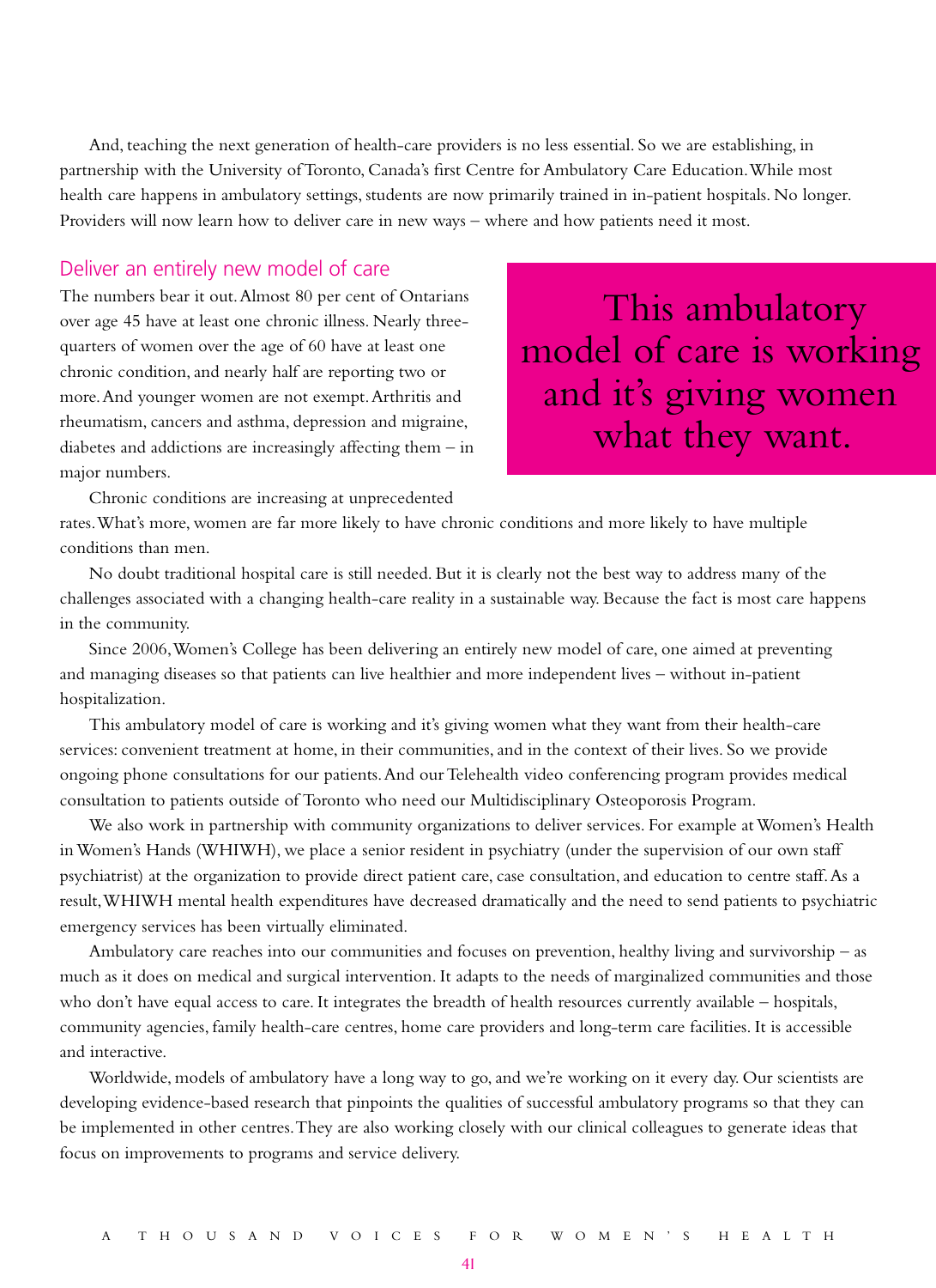And, teaching the next generation of health-care providers is no less essential. So we are establishing, in partnership with the University of Toronto, Canada's first Centre for Ambulatory Care Education. While most health care happens in ambulatory settings, students are now primarily trained in in-patient hospitals. No longer. Providers will now learn how to deliver care in new ways – where and how patients need it most.

## Deliver an entirely new model of care

The numbers bear it out. Almost 80 per cent of Ontarians over age 45 have at least one chronic illness. Nearly three-quarters of women over the age of 60 have at least one chronic condition, and nearly half are reporting two or more. And younger women are not exempt. Arthritis and rheumatism, cancers and asthma, depression and migraine, diabetes and addictions are increasingly affecting them – in major numbers.

> This ambulatory model of care is working and it's giving women what they want.

Chronic conditions are increasing at unprecedented rates. What's more, women are far more likely to have chronic conditions and more likely to have multiple conditions than men.

No doubt traditional hospital care is still needed. But it is clearly not the best way to address many of the challenges associated with a changing health-care reality in a sustainable way. Because the fact is most care happens in the community.

Since 2006, Women's College has been delivering an entirely new model of care, one aimed at preventing and managing diseases so that patients can live healthier and more independent lives – without in-patient hospitalization.

This ambulatory model of care is working and it's giving women what they want from their health-care services: convenient treatment at home, in their communities, and in the context of their lives. So we provide ongoing phone consultations for our patients. And our Telehealth video conferencing program provides medical consultation to patients outside of Toronto who need our Multidisciplinary Osteoporosis Program.

We also work in partnership with community organizations to deliver services. For example at Women's Health in Women's Hands (WHIWH), we place a senior resident in psychiatry (under the supervision of our own staff psychiatrist) at the organization to provide direct patient care, case consultation, and education to centre staff. As a result, WHIWH mental health expenditures have decreased dramatically and the need to send patients to psychiatric emergency services has been virtually eliminated.

Ambulatory care reaches into our communities and focuses on prevention, healthy living and survivorship – as much as it does on medical and surgical intervention. It adapts to the needs of marginalized communities and those who don't have equal access to care. It integrates the breadth of health resources currently available – hospitals, community agencies, family health-care centres, home care providers and long-term care facilities. It is accessible and interactive.

Worldwide, models of ambulatory have a long way to go, and we're working on it every day. Our scientists are developing evidence-based research that pinpoints the qualities of successful ambulatory programs so that they can be implemented in other centres. They are also working closely with our clinical colleagues to generate ideas that focus on improvements to programs and service delivery.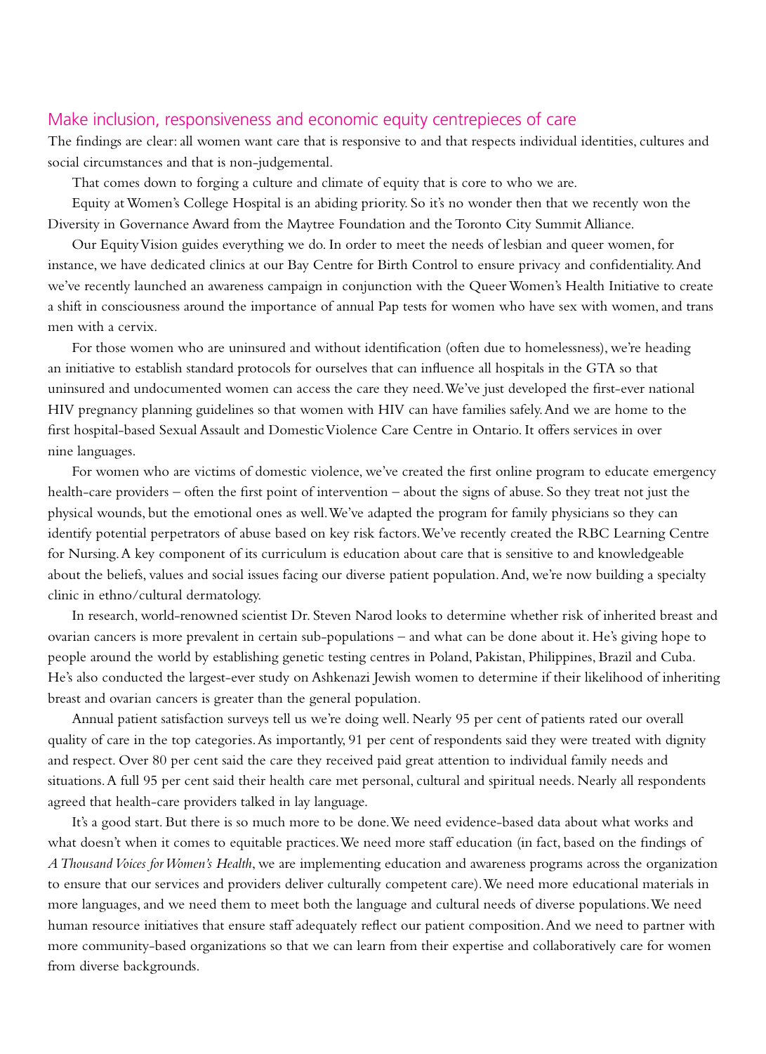## Make inclusion, responsiveness and economic equity centrepieces of care

The findings are clear: all women want care that is responsive to and that respects individual identities, cultures and social circumstances and that is non-judgemental.

That comes down to forging a culture and climate of equity that is core to who we are.

Equity at Women's College Hospital is an abiding priority. So it's no wonder then that we recently won the Diversity in Governance Award from the Maytree Foundation and the Toronto City Summit Alliance.

Our Equity Vision guides everything we do. In order to meet the needs of lesbian and queer women, for instance, we have dedicated clinics at our Bay Centre for Birth Control to ensure privacy and confidentiality. And we've recently launched an awareness campaign in conjunction with the Queer Women's Health Initiative to create a shift in consciousness around the importance of annual Pap tests for women who have sex with women, and trans men with a cervix.

For those women who are uninsured and without identification (often due to homelessness), we're heading an initiative to establish standard protocols for ourselves that can influence all hospitals in the GTA so that uninsured and undocumented women can access the care they need. We've just developed the first-ever national HIV pregnancy planning guidelines so that women with HIV can have families safely. And we are home to the first hospital-based Sexual Assault and Domestic Violence Care Centre in Ontario. It offers services in over nine languages.

For women who are victims of domestic violence, we've created the first online program to educate emergency health-care providers – often the first point of intervention – about the signs of abuse. So they treat not just the physical wounds, but the emotional ones as well. We've adapted the program for family physicians so they can identify potential perpetrators of abuse based on key risk factors. We've recently created the RBC Learning Centre for Nursing. A key component of its curriculum is education about care that is sensitive to and knowledgeable about the beliefs, values and social issues facing our diverse patient population. And, we're now building a specialty clinic in ethno/cultural dermatology.

In research, world-renowned scientist Dr. Steven Narod looks to determine whether risk of inherited breast and ovarian cancers is more prevalent in certain sub-populations – and what can be done about it. He's giving hope to people around the world by establishing genetic testing centres in Poland, Pakistan, Philippines, Brazil and Cuba. He's also conducted the largest-ever study on Ashkenazi Jewish women to determine if their likelihood of inheriting breast and ovarian cancers is greater than the general population.

Annual patient satisfaction surveys tell us we're doing well. Nearly 95 per cent of patients rated our overall quality of care in the top categories. As importantly, 91 per cent of respondents said they were treated with dignity and respect. Over 80 per cent said the care they received paid great attention to individual family needs and situations. A full 95 per cent said their health care met personal, cultural and spiritual needs. Nearly all respondents agreed that health-care providers talked in lay language.

It's a good start. But there is so much more to be done. We need evidence-based data about what works and what doesn't when it comes to equitable practices. We need more staff education (in fact, based on the findings of *A Thousand Voices for Women's Health*, we are implementing education and awareness programs across the organization to ensure that our services and providers deliver culturally competent care). We need more educational materials in more languages, and we need them to meet both the language and cultural needs of diverse populations. We need human resource initiatives that ensure staff adequately reflect our patient composition. And we need to partner with more community-based organizations so that we can learn from their expertise and collaboratively care for women from diverse backgrounds.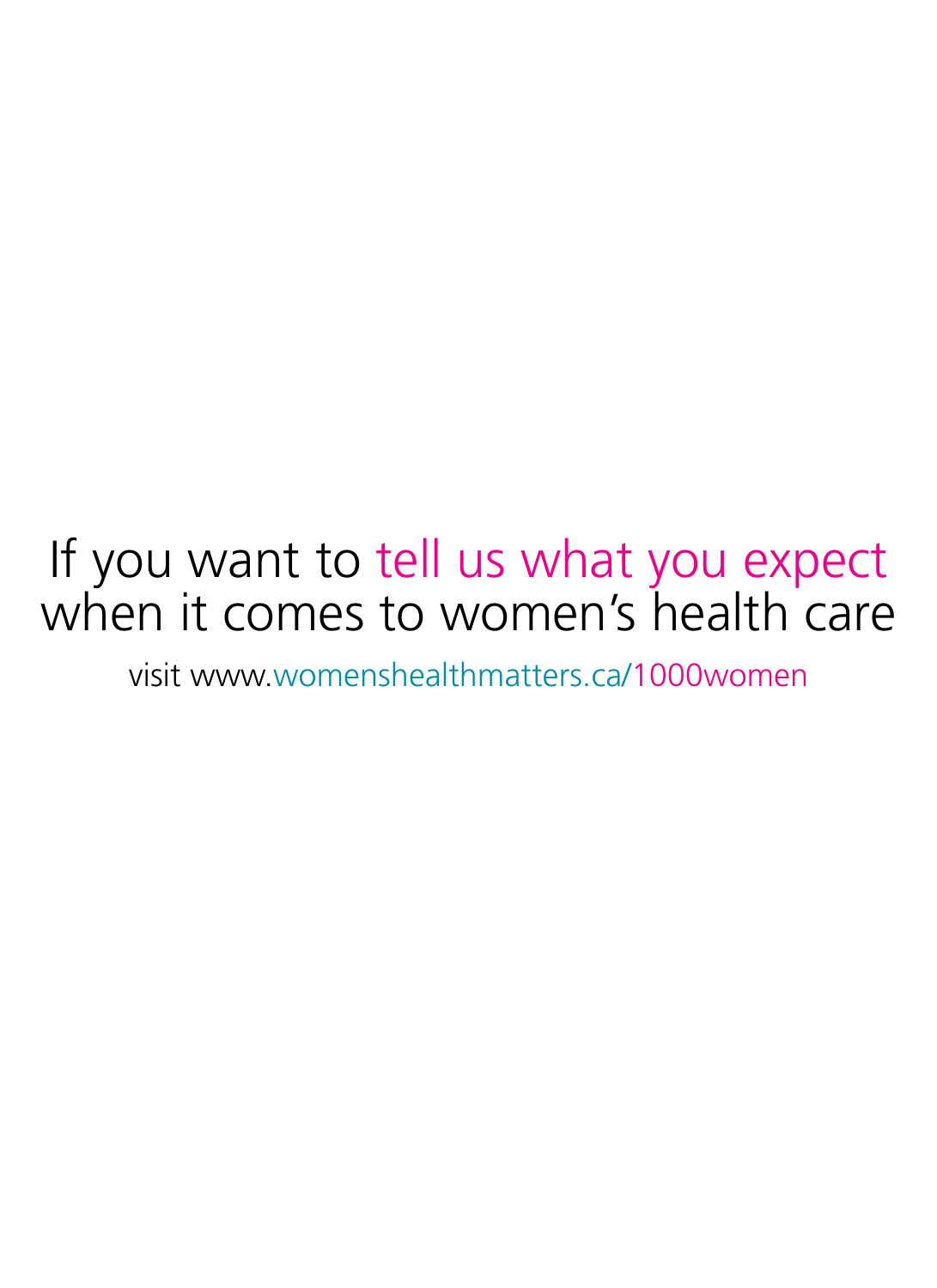If you want to tell us what you expect when it comes to women's health care

visit www.womenshealthmatters.ca/1000women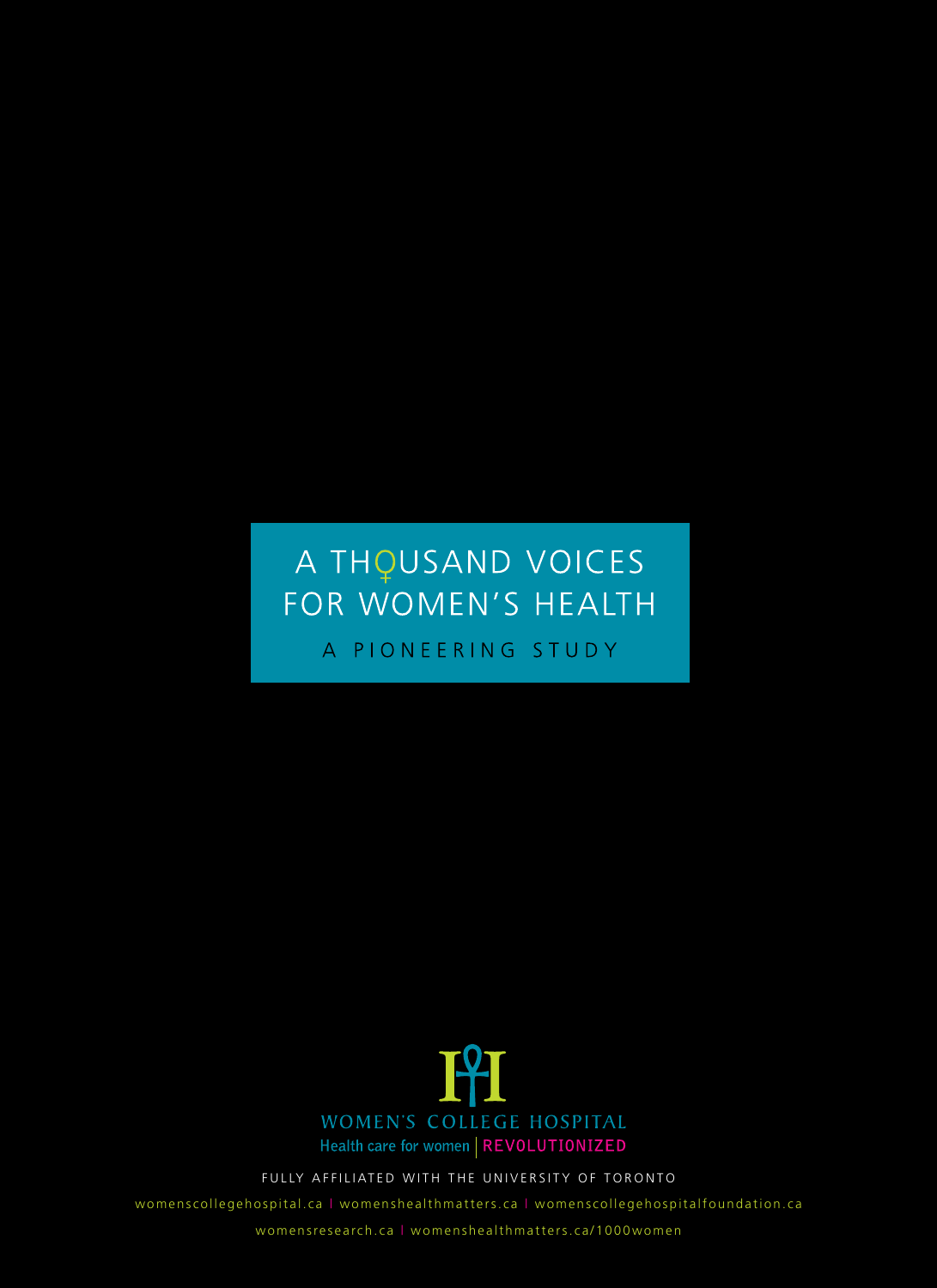# A THOUSAND VOICES FOR WOMEN'S HEALTH

A PIONEERING STUDY

WOMEN'S COLLEGE HOSPITAL

Health care for women | REVOLUTIONIZED

FULLY AFFILIATED WITH THE UNIVERSITY OF TORONTO

womenscollegehospital.ca | womenshealthmatters.ca | womenscollegehospitalfoundation.ca

womensresearch.ca | womenshealthmatters.ca/1000women